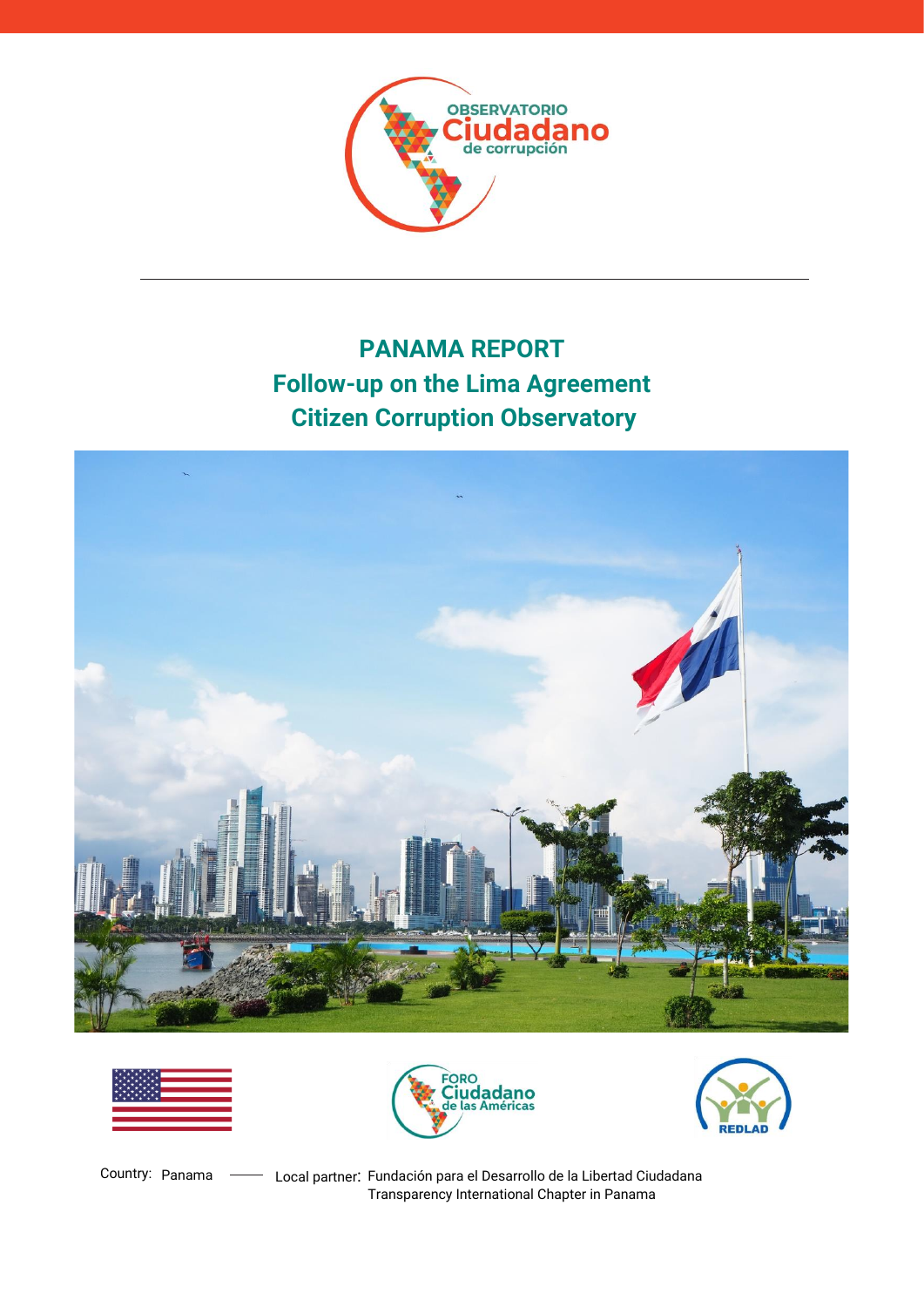OBSERVATORIO Ciudadano de corrupción

# PANAMA REPORT

## Follow-up on the Lima Agreement

## Citizen Corruption Observatory

FORO Ciudadano de las Américas

REDLAD

Country: Panama —— Local partner: Fundación para el Desarrollo de la Libertad Ciudadana Transparency International Chapter in Panama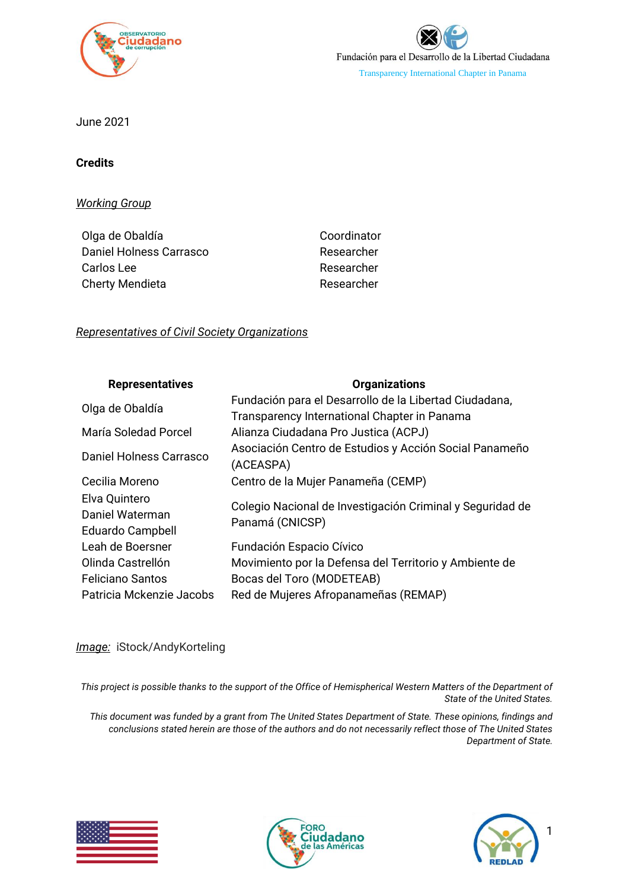Fundación para el Desarrollo de la Libertad Ciudadana

Transparency International Chapter in Panama

June 2021

**Credits**

*Working Group*

| | |
|---|---|
| Olga de Obaldía | Coordinator |
| Daniel Holness Carrasco | Researcher |
| Carlos Lee | Researcher |
| Cherty Mendieta | Researcher |

*Representatives of Civil Society Organizations*

| Representatives | Organizations |
|---|---|
| Olga de Obaldía | Fundación para el Desarrollo de la Libertad Ciudadana, Transparency International Chapter in Panama |
| María Soledad Porcel | Alianza Ciudadana Pro Justica (ACPJ) |
| Daniel Holness Carrasco | Asociación Centro de Estudios y Acción Social Panameño (ACEASPA) |
| Cecilia Moreno | Centro de la Mujer Panameña (CEMP) |
| Elva Quintero<br>Daniel Waterman<br>Eduardo Campbell | Colegio Nacional de Investigación Criminal y Seguridad de Panamá (CNICSP) |
| Leah de Boersner | Fundación Espacio Cívico |
| Olinda Castrellón<br>Feliciano Santos | Movimiento por la Defensa del Territorio y Ambiente de Bocas del Toro (MODETEAB) |
| Patricia Mckenzie Jacobs | Red de Mujeres Afropanameñas (REMAP) |

*Image:* iStock/AndyKorteling

*This project is possible thanks to the support of the Office of Hemispherical Western Matters of the Department of State of the United States.*

*This document was funded by a grant from The United States Department of State. These opinions, findings and conclusions stated herein are those of the authors and do not necessarily reflect those of The United States Department of State.*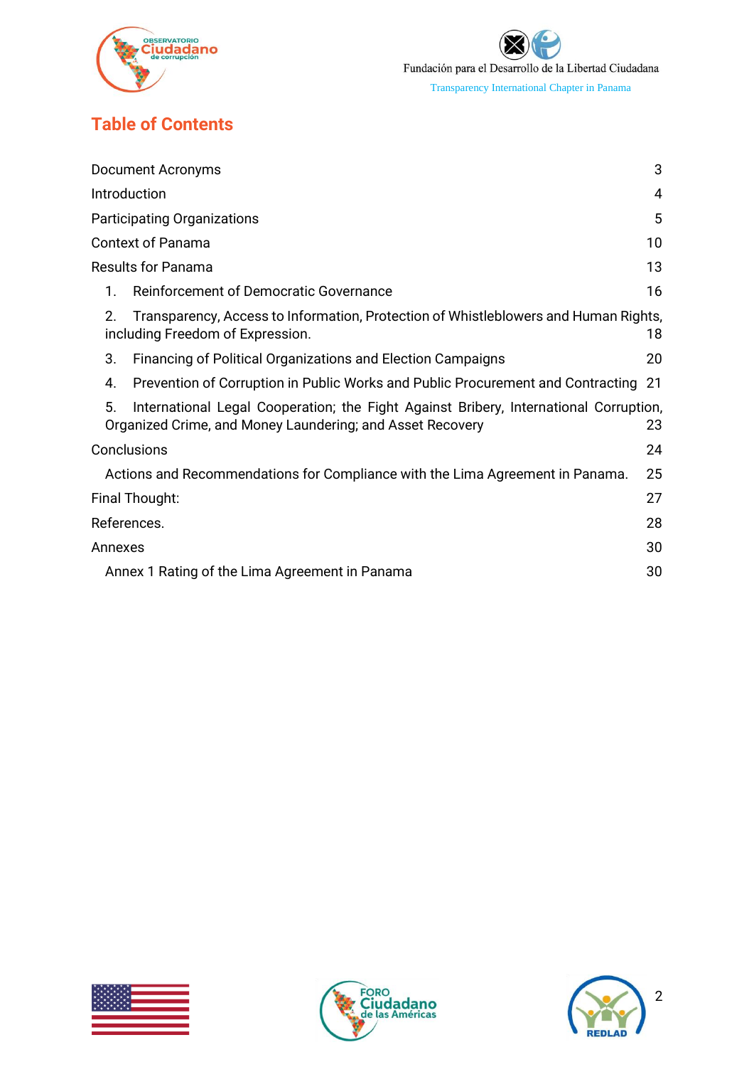## Table of Contents

| | |
|---|---|
| Document Acronyms | 3 |
| Introduction | 4 |
| Participating Organizations | 5 |
| Context of Panama | 10 |
| Results for Panama | 13 |
| 1. Reinforcement of Democratic Governance | 16 |
| 2. Transparency, Access to Information, Protection of Whistleblowers and Human Rights, including Freedom of Expression. | 18 |
| 3. Financing of Political Organizations and Election Campaigns | 20 |
| 4. Prevention of Corruption in Public Works and Public Procurement and Contracting | 21 |
| 5. International Legal Cooperation; the Fight Against Bribery, International Corruption, Organized Crime, and Money Laundering; and Asset Recovery | 23 |
| Conclusions | 24 |
| Actions and Recommendations for Compliance with the Lima Agreement in Panama. | 25 |
| Final Thought: | 27 |
| References. | 28 |
| Annexes | 30 |
| Annex 1 Rating of the Lima Agreement in Panama | 30 |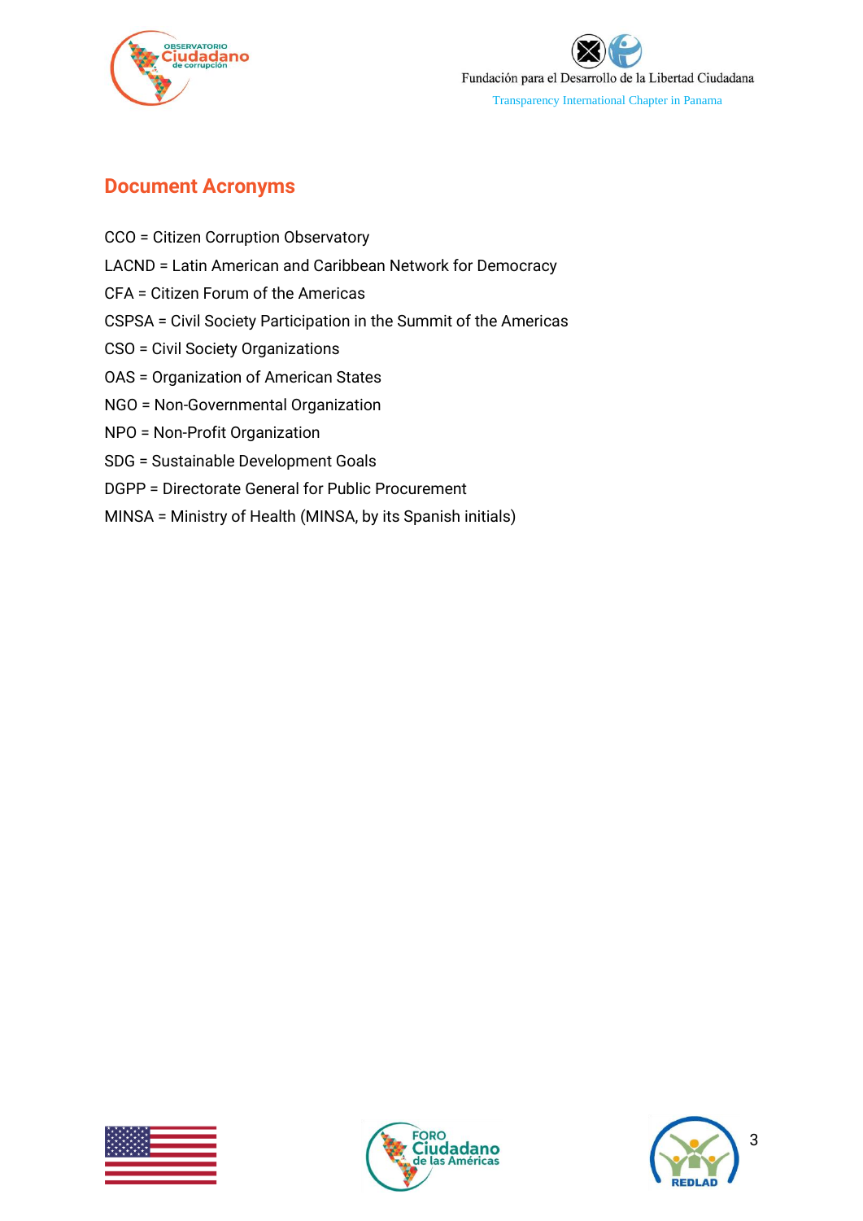## Document Acronyms

CCO = Citizen Corruption Observatory

LACND = Latin American and Caribbean Network for Democracy

CFA = Citizen Forum of the Americas

CSPSA = Civil Society Participation in the Summit of the Americas

CSO = Civil Society Organizations

OAS = Organization of American States

NGO = Non-Governmental Organization

NPO = Non-Profit Organization

SDG = Sustainable Development Goals

DGPP = Directorate General for Public Procurement

MINSA = Ministry of Health (MINSA, by its Spanish initials)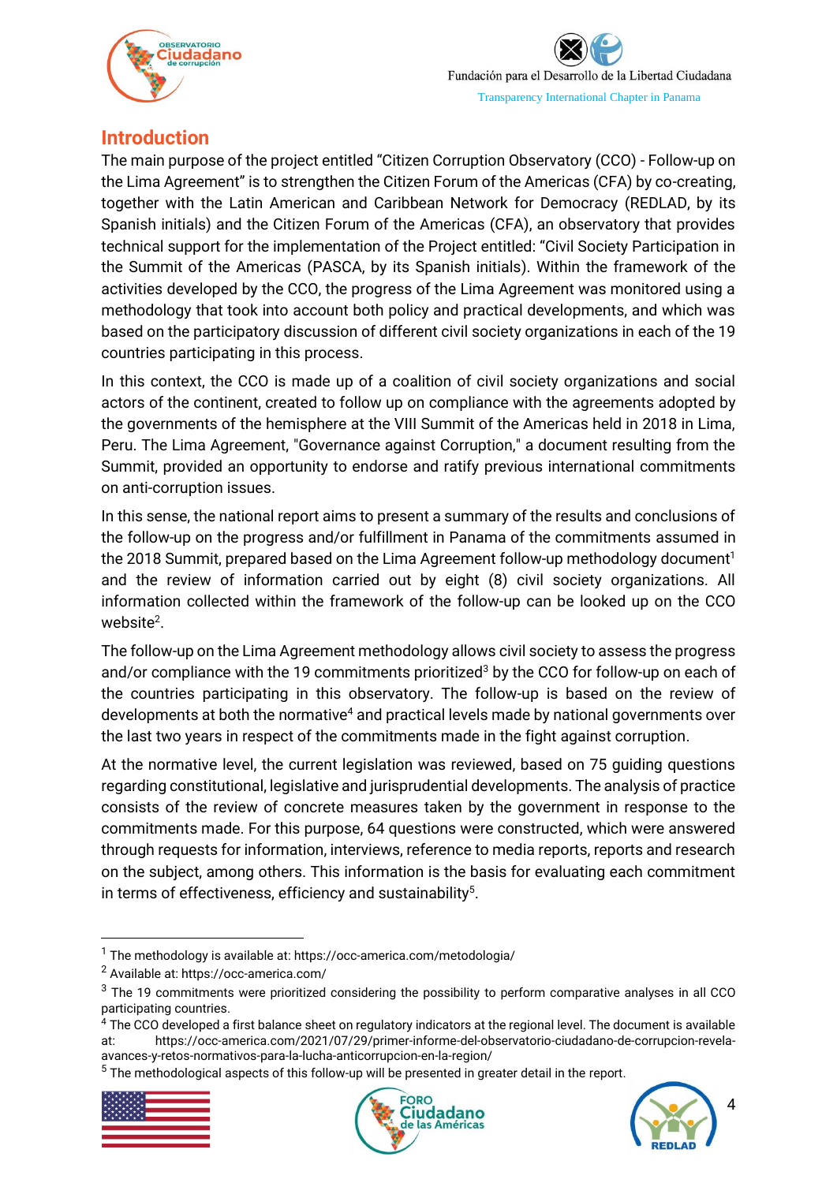## Introduction

The main purpose of the project entitled "Citizen Corruption Observatory (CCO) - Follow-up on the Lima Agreement" is to strengthen the Citizen Forum of the Americas (CFA) by co-creating, together with the Latin American and Caribbean Network for Democracy (REDLAD, by its Spanish initials) and the Citizen Forum of the Americas (CFA), an observatory that provides technical support for the implementation of the Project entitled: "Civil Society Participation in the Summit of the Americas (PASCA, by its Spanish initials). Within the framework of the activities developed by the CCO, the progress of the Lima Agreement was monitored using a methodology that took into account both policy and practical developments, and which was based on the participatory discussion of different civil society organizations in each of the 19 countries participating in this process.

In this context, the CCO is made up of a coalition of civil society organizations and social actors of the continent, created to follow up on compliance with the agreements adopted by the governments of the hemisphere at the VIII Summit of the Americas held in 2018 in Lima, Peru. The Lima Agreement, "Governance against Corruption," a document resulting from the Summit, provided an opportunity to endorse and ratify previous international commitments on anti-corruption issues.

In this sense, the national report aims to present a summary of the results and conclusions of the follow-up on the progress and/or fulfillment in Panama of the commitments assumed in the 2018 Summit, prepared based on the Lima Agreement follow-up methodology document[1] and the review of information carried out by eight (8) civil society organizations. All information collected within the framework of the follow-up can be looked up on the CCO website[2].

The follow-up on the Lima Agreement methodology allows civil society to assess the progress and/or compliance with the 19 commitments prioritized[3] by the CCO for follow-up on each of the countries participating in this observatory. The follow-up is based on the review of developments at both the normative[4] and practical levels made by national governments over the last two years in respect of the commitments made in the fight against corruption.

At the normative level, the current legislation was reviewed, based on 75 guiding questions regarding constitutional, legislative and jurisprudential developments. The analysis of practice consists of the review of concrete measures taken by the government in response to the commitments made. For this purpose, 64 questions were constructed, which were answered through requests for information, interviews, reference to media reports, reports and research on the subject, among others. This information is the basis for evaluating each commitment in terms of effectiveness, efficiency and sustainability[5].

---

[1] The methodology is available at: https://occ-america.com/metodologia/

[2] Available at: https://occ-america.com/

[3] The 19 commitments were prioritized considering the possibility to perform comparative analyses in all CCO participating countries.

[4] The CCO developed a first balance sheet on regulatory indicators at the regional level. The document is available at: https://occ-america.com/2021/07/29/primer-informe-del-observatorio-ciudadano-de-corrupcion-revela-avances-y-retos-normativos-para-la-lucha-anticorrupcion-en-la-region/

[5] The methodological aspects of this follow-up will be presented in greater detail in the report.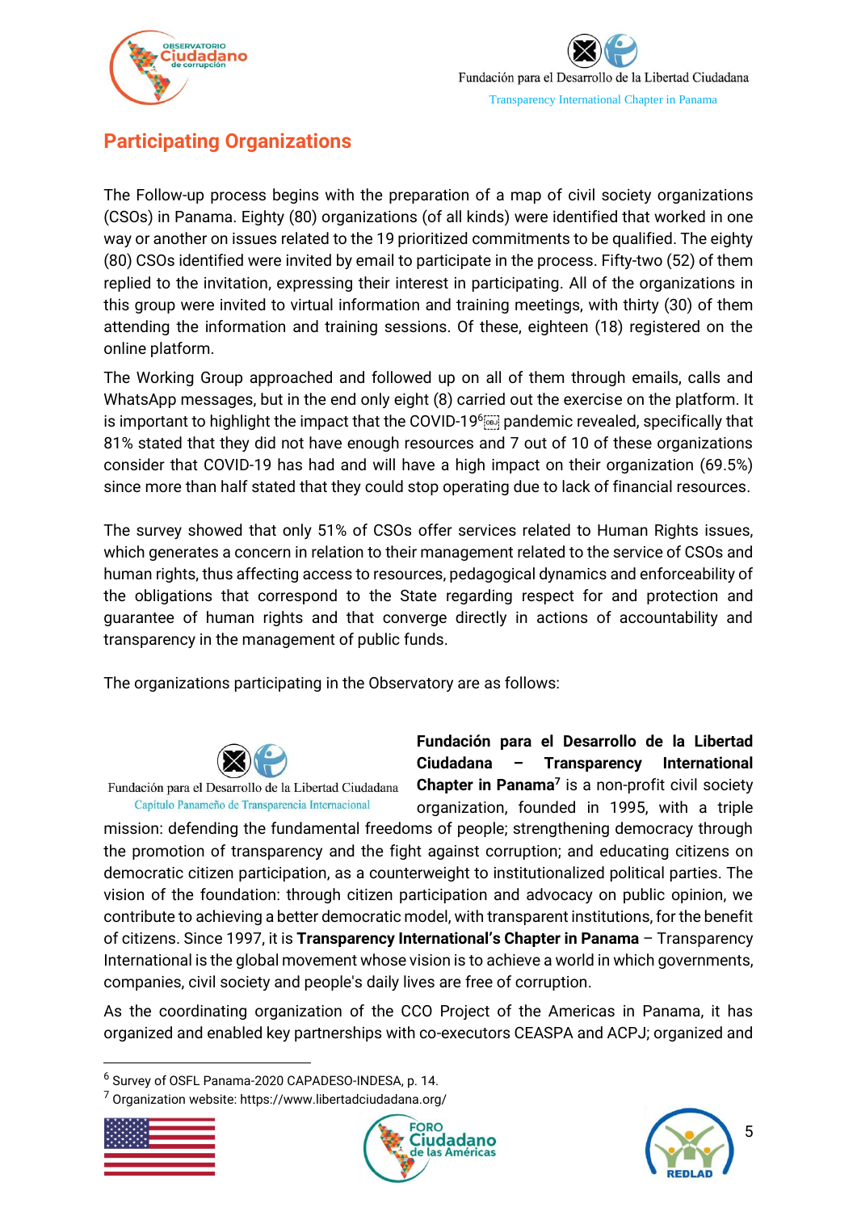## Participating Organizations

The Follow-up process begins with the preparation of a map of civil society organizations (CSOs) in Panama. Eighty (80) organizations (of all kinds) were identified that worked in one way or another on issues related to the 19 prioritized commitments to be qualified. The eighty (80) CSOs identified were invited by email to participate in the process. Fifty-two (52) of them replied to the invitation, expressing their interest in participating. All of the organizations in this group were invited to virtual information and training meetings, with thirty (30) of them attending the information and training sessions. Of these, eighteen (18) registered on the online platform.

The Working Group approached and followed up on all of them through emails, calls and WhatsApp messages, but in the end only eight (8) carried out the exercise on the platform. It is important to highlight the impact that the COVID-19[6] pandemic revealed, specifically that 81% stated that they did not have enough resources and 7 out of 10 of these organizations consider that COVID-19 has had and will have a high impact on their organization (69.5%) since more than half stated that they could stop operating due to lack of financial resources.

The survey showed that only 51% of CSOs offer services related to Human Rights issues, which generates a concern in relation to their management related to the service of CSOs and human rights, thus affecting access to resources, pedagogical dynamics and enforceability of the obligations that correspond to the State regarding respect for and protection and guarantee of human rights and that converge directly in actions of accountability and transparency in the management of public funds.

The organizations participating in the Observatory are as follows:

Fundación para el Desarrollo de la Libertad Ciudadana
Capítulo Panameño de Transparencia Internacional

**Fundación para el Desarrollo de la Libertad Ciudadana – Transparency International Chapter in Panama**[7] is a non-profit civil society organization, founded in 1995, with a triple mission: defending the fundamental freedoms of people; strengthening democracy through the promotion of transparency and the fight against corruption; and educating citizens on democratic citizen participation, as a counterweight to institutionalized political parties. The vision of the foundation: through citizen participation and advocacy on public opinion, we contribute to achieving a better democratic model, with transparent institutions, for the benefit of citizens. Since 1997, it is **Transparency International's Chapter in Panama** – Transparency International is the global movement whose vision is to achieve a world in which governments, companies, civil society and people's daily lives are free of corruption.

As the coordinating organization of the CCO Project of the Americas in Panama, it has organized and enabled key partnerships with co-executors CEASPA and ACPJ; organized and

[6] Survey of OSFL Panama-2020 CAPADESO-INDESA, p. 14.

[7] Organization website: https://www.libertadciudadana.org/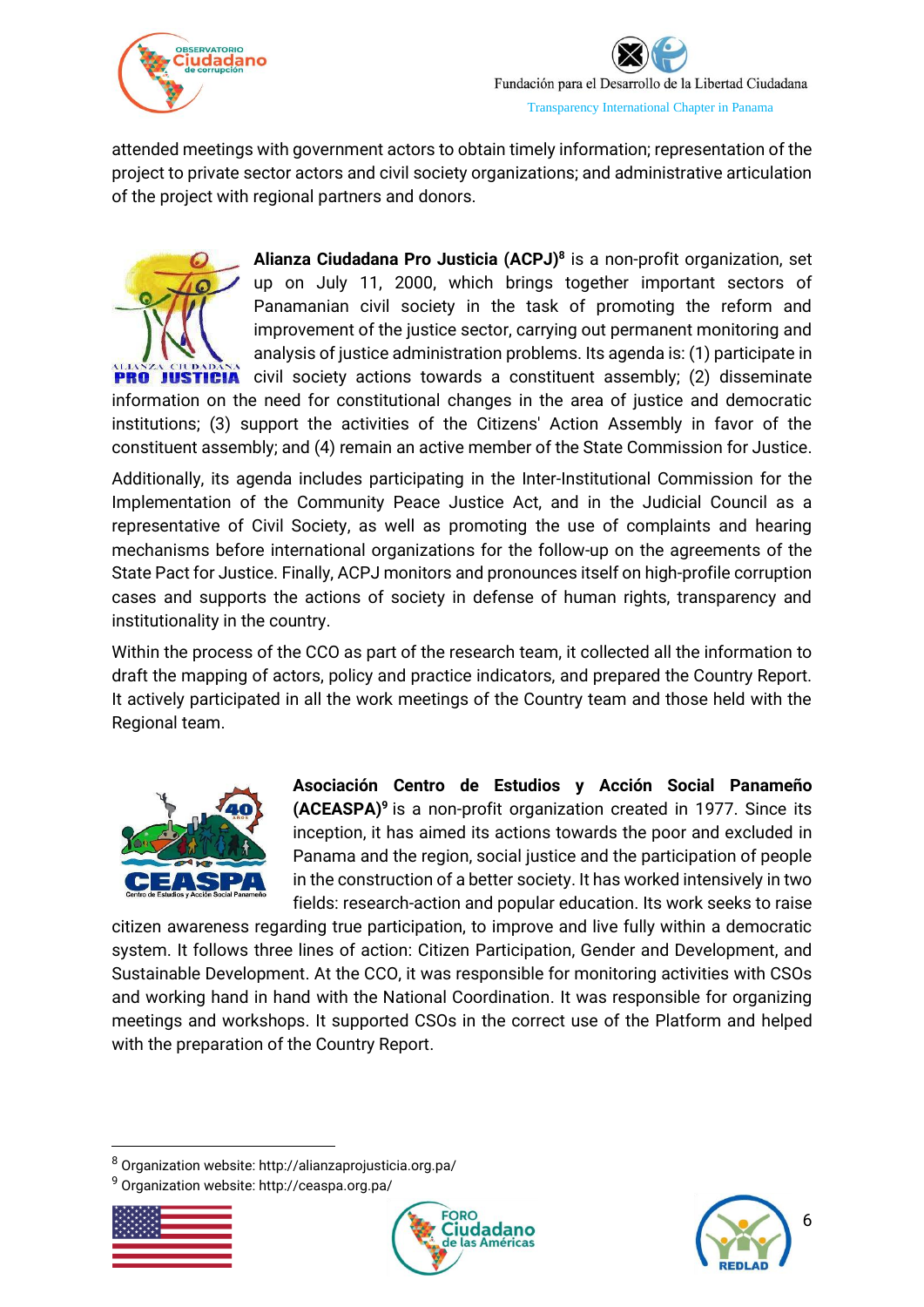attended meetings with government actors to obtain timely information; representation of the project to private sector actors and civil society organizations; and administrative articulation of the project with regional partners and donors.

**Alianza Ciudadana Pro Justicia (ACPJ)**[8] is a non-profit organization, set up on July 11, 2000, which brings together important sectors of Panamanian civil society in the task of promoting the reform and improvement of the justice sector, carrying out permanent monitoring and analysis of justice administration problems. Its agenda is: (1) participate in civil society actions towards a constituent assembly; (2) disseminate information on the need for constitutional changes in the area of justice and democratic institutions; (3) support the activities of the Citizens' Action Assembly in favor of the constituent assembly; and (4) remain an active member of the State Commission for Justice.

Additionally, its agenda includes participating in the Inter-Institutional Commission for the Implementation of the Community Peace Justice Act, and in the Judicial Council as a representative of Civil Society, as well as promoting the use of complaints and hearing mechanisms before international organizations for the follow-up on the agreements of the State Pact for Justice. Finally, ACPJ monitors and pronounces itself on high-profile corruption cases and supports the actions of society in defense of human rights, transparency and institutionality in the country.

Within the process of the CCO as part of the research team, it collected all the information to draft the mapping of actors, policy and practice indicators, and prepared the Country Report. It actively participated in all the work meetings of the Country team and those held with the Regional team.

**Asociación Centro de Estudios y Acción Social Panameño (ACEASPA)**[9] is a non-profit organization created in 1977. Since its inception, it has aimed its actions towards the poor and excluded in Panama and the region, social justice and the participation of people in the construction of a better society. It has worked intensively in two fields: research-action and popular education. Its work seeks to raise citizen awareness regarding true participation, to improve and live fully within a democratic system. It follows three lines of action: Citizen Participation, Gender and Development, and Sustainable Development. At the CCO, it was responsible for monitoring activities with CSOs and working hand in hand with the National Coordination. It was responsible for organizing meetings and workshops. It supported CSOs in the correct use of the Platform and helped with the preparation of the Country Report.

[8] Organization website: http://alianzaprojusticia.org.pa/

[9] Organization website: http://ceaspa.org.pa/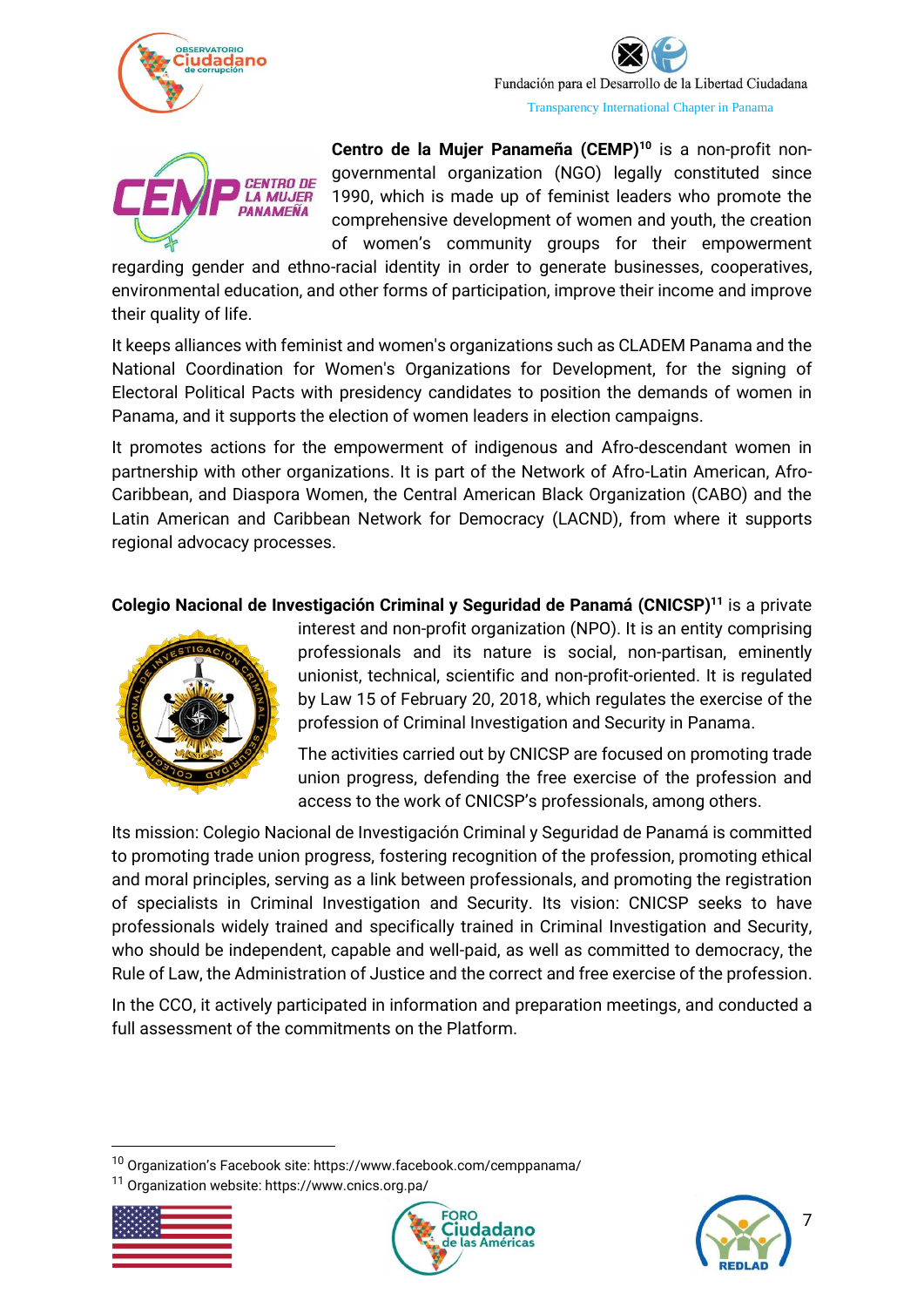**Centro de la Mujer Panameña (CEMP)**[10] is a non-profit non-governmental organization (NGO) legally constituted since 1990, which is made up of feminist leaders who promote the comprehensive development of women and youth, the creation of women's community groups for their empowerment regarding gender and ethno-racial identity in order to generate businesses, cooperatives, environmental education, and other forms of participation, improve their income and improve their quality of life.

It keeps alliances with feminist and women's organizations such as CLADEM Panama and the National Coordination for Women's Organizations for Development, for the signing of Electoral Political Pacts with presidency candidates to position the demands of women in Panama, and it supports the election of women leaders in election campaigns.

It promotes actions for the empowerment of indigenous and Afro-descendant women in partnership with other organizations. It is part of the Network of Afro-Latin American, Afro-Caribbean, and Diaspora Women, the Central American Black Organization (CABO) and the Latin American and Caribbean Network for Democracy (LACND), from where it supports regional advocacy processes.

**Colegio Nacional de Investigación Criminal y Seguridad de Panamá (CNICSP)**[11] is a private interest and non-profit organization (NPO). It is an entity comprising professionals and its nature is social, non-partisan, eminently unionist, technical, scientific and non-profit-oriented. It is regulated by Law 15 of February 20, 2018, which regulates the exercise of the profession of Criminal Investigation and Security in Panama.

The activities carried out by CNICSP are focused on promoting trade union progress, defending the free exercise of the profession and access to the work of CNICSP's professionals, among others.

Its mission: Colegio Nacional de Investigación Criminal y Seguridad de Panamá is committed to promoting trade union progress, fostering recognition of the profession, promoting ethical and moral principles, serving as a link between professionals, and promoting the registration of specialists in Criminal Investigation and Security. Its vision: CNICSP seeks to have professionals widely trained and specifically trained in Criminal Investigation and Security, who should be independent, capable and well-paid, as well as committed to democracy, the Rule of Law, the Administration of Justice and the correct and free exercise of the profession.

In the CCO, it actively participated in information and preparation meetings, and conducted a full assessment of the commitments on the Platform.

[10] Organization's Facebook site: https://www.facebook.com/cemppanama/

[11] Organization website: https://www.cnics.org.pa/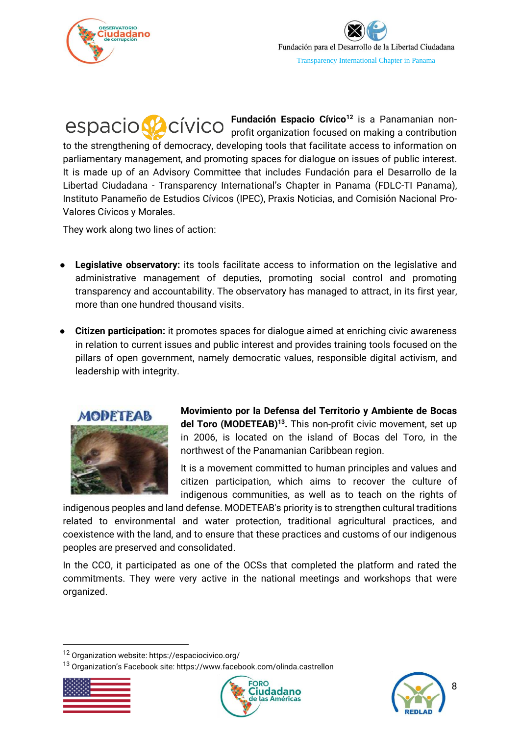**Fundación Espacio Cívico**[12] is a Panamanian non-profit organization focused on making a contribution to the strengthening of democracy, developing tools that facilitate access to information on parliamentary management, and promoting spaces for dialogue on issues of public interest. It is made up of an Advisory Committee that includes Fundación para el Desarrollo de la Libertad Ciudadana - Transparency International's Chapter in Panama (FDLC-TI Panama), Instituto Panameño de Estudios Cívicos (IPEC), Praxis Noticias, and Comisión Nacional Pro-Valores Cívicos y Morales.

They work along two lines of action:

- **Legislative observatory:** its tools facilitate access to information on the legislative and administrative management of deputies, promoting social control and promoting transparency and accountability. The observatory has managed to attract, in its first year, more than one hundred thousand visits.

- **Citizen participation:** it promotes spaces for dialogue aimed at enriching civic awareness in relation to current issues and public interest and provides training tools focused on the pillars of open government, namely democratic values, responsible digital activism, and leadership with integrity.

**Movimiento por la Defensa del Territorio y Ambiente de Bocas del Toro (MODETEAB)**[13]**.** This non-profit civic movement, set up in 2006, is located on the island of Bocas del Toro, in the northwest of the Panamanian Caribbean region.

It is a movement committed to human principles and values and citizen participation, which aims to recover the culture of indigenous communities, as well as to teach on the rights of indigenous peoples and land defense. MODETEAB's priority is to strengthen cultural traditions related to environmental and water protection, traditional agricultural practices, and coexistence with the land, and to ensure that these practices and customs of our indigenous peoples are preserved and consolidated.

In the CCO, it participated as one of the OCSs that completed the platform and rated the commitments. They were very active in the national meetings and workshops that were organized.

---

[12] Organization website: https://espaciocivico.org/

[13] Organization's Facebook site: https://www.facebook.com/olinda.castrellon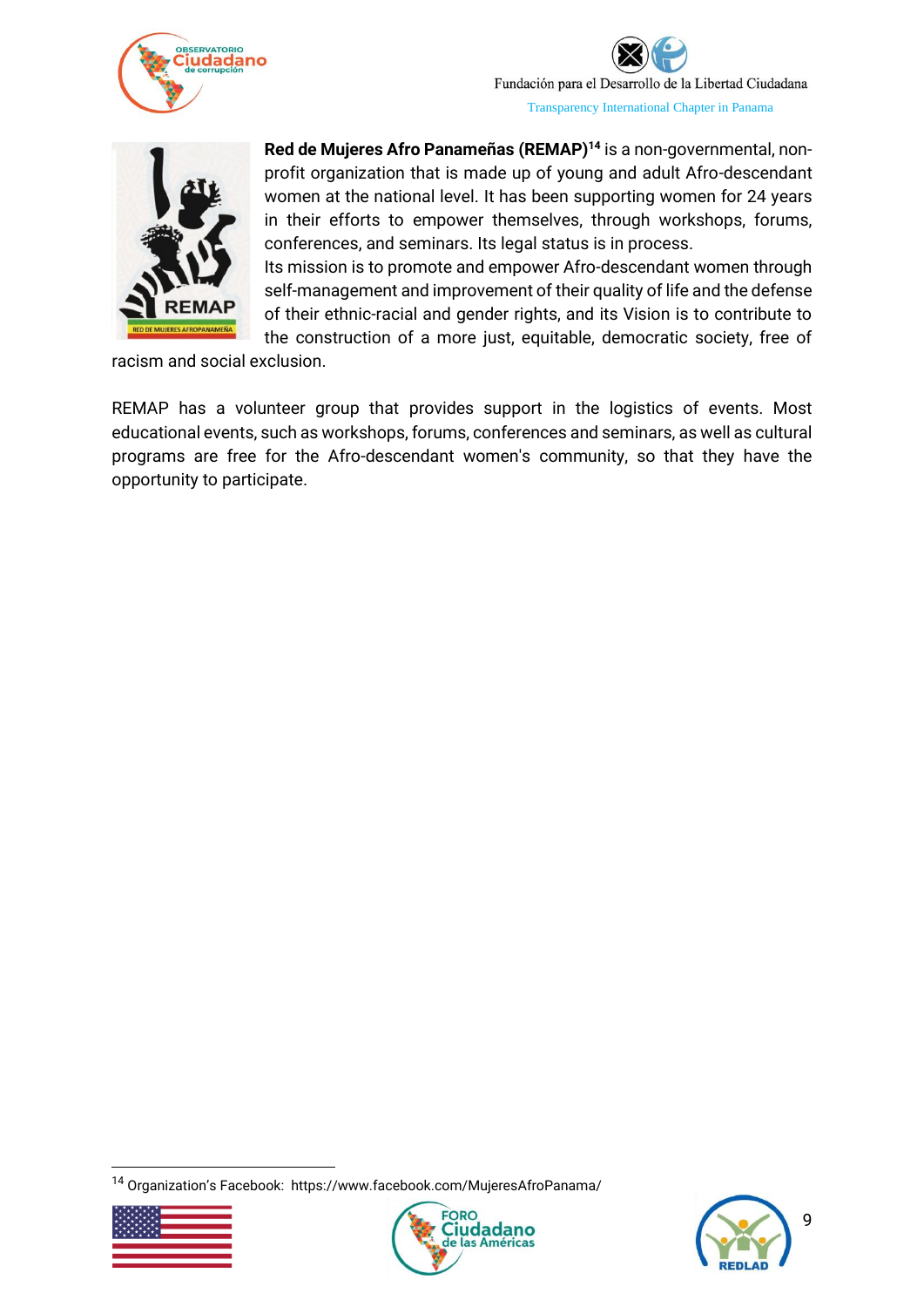**Red de Mujeres Afro Panameñas (REMAP)**[14] is a non-governmental, non-profit organization that is made up of young and adult Afro-descendant women at the national level. It has been supporting women for 24 years in their efforts to empower themselves, through workshops, forums, conferences, and seminars. Its legal status is in process.

Its mission is to promote and empower Afro-descendant women through self-management and improvement of their quality of life and the defense of their ethnic-racial and gender rights, and its Vision is to contribute to the construction of a more just, equitable, democratic society, free of racism and social exclusion.

REMAP has a volunteer group that provides support in the logistics of events. Most educational events, such as workshops, forums, conferences and seminars, as well as cultural programs are free for the Afro-descendant women's community, so that they have the opportunity to participate.

---

[14] Organization's Facebook: https://www.facebook.com/MujeresAfroPanama/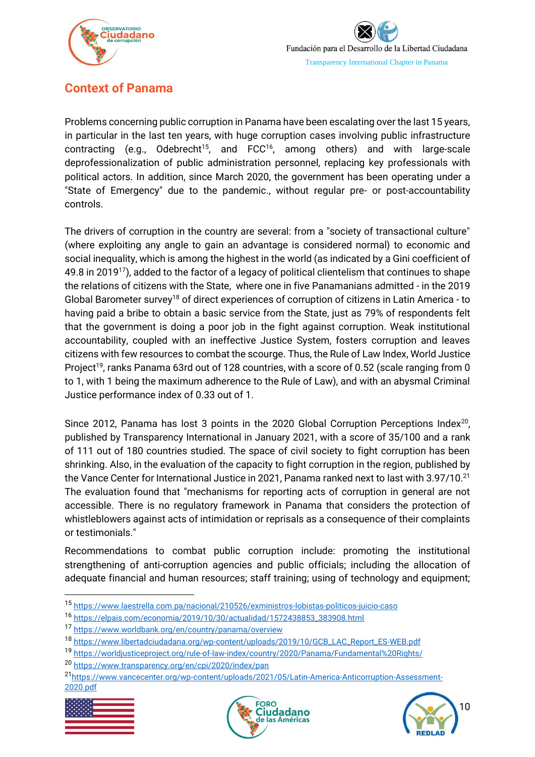## Context of Panama

Problems concerning public corruption in Panama have been escalating over the last 15 years, in particular in the last ten years, with huge corruption cases involving public infrastructure contracting (e.g., Odebrecht[15], and FCC[16], among others) and with large-scale deprofessionalization of public administration personnel, replacing key professionals with political actors. In addition, since March 2020, the government has been operating under a "State of Emergency" due to the pandemic., without regular pre- or post-accountability controls.

The drivers of corruption in the country are several: from a "society of transactional culture" (where exploiting any angle to gain an advantage is considered normal) to economic and social inequality, which is among the highest in the world (as indicated by a Gini coefficient of 49.8 in 2019[17]), added to the factor of a legacy of political clientelism that continues to shape the relations of citizens with the State, where one in five Panamanians admitted - in the 2019 Global Barometer survey[18] of direct experiences of corruption of citizens in Latin America - to having paid a bribe to obtain a basic service from the State, just as 79% of respondents felt that the government is doing a poor job in the fight against corruption. Weak institutional accountability, coupled with an ineffective Justice System, fosters corruption and leaves citizens with few resources to combat the scourge. Thus, the Rule of Law Index, World Justice Project[19], ranks Panama 63rd out of 128 countries, with a score of 0.52 (scale ranging from 0 to 1, with 1 being the maximum adherence to the Rule of Law), and with an abysmal Criminal Justice performance index of 0.33 out of 1.

Since 2012, Panama has lost 3 points in the 2020 Global Corruption Perceptions Index[20], published by Transparency International in January 2021, with a score of 35/100 and a rank of 111 out of 180 countries studied. The space of civil society to fight corruption has been shrinking. Also, in the evaluation of the capacity to fight corruption in the region, published by the Vance Center for International Justice in 2021, Panama ranked next to last with 3.97/10.[21] The evaluation found that "mechanisms for reporting acts of corruption in general are not accessible. There is no regulatory framework in Panama that considers the protection of whistleblowers against acts of intimidation or reprisals as a consequence of their complaints or testimonials."

Recommendations to combat public corruption include: promoting the institutional strengthening of anti-corruption agencies and public officials; including the allocation of adequate financial and human resources; staff training; using of technology and equipment;

---

[15] https://www.laestrella.com.pa/nacional/210526/exministros-lobistas-politicos-juicio-caso

[16] https://elpais.com/economia/2019/10/30/actualidad/1572438853_383908.html

[17] https://www.worldbank.org/en/country/panama/overview

[18] https://www.libertadciudadana.org/wp-content/uploads/2019/10/GCB_LAC_Report_ES-WEB.pdf

[19] https://worldjusticeproject.org/rule-of-law-index/country/2020/Panama/Fundamental%20Rights/

[20] https://www.transparency.org/en/cpi/2020/index/pan

[21] https://www.vancecenter.org/wp-content/uploads/2021/05/Latin-America-Anticorruption-Assessment-2020.pdf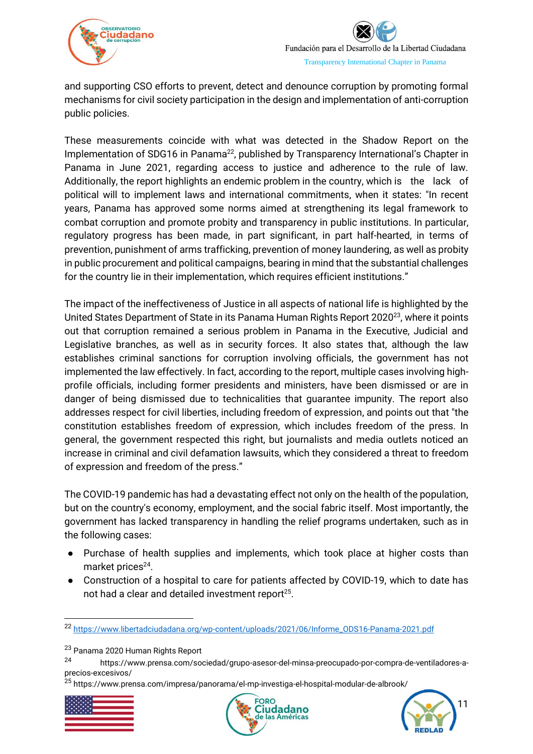and supporting CSO efforts to prevent, detect and denounce corruption by promoting formal mechanisms for civil society participation in the design and implementation of anti-corruption public policies.

These measurements coincide with what was detected in the Shadow Report on the Implementation of SDG16 in Panama[22], published by Transparency International's Chapter in Panama in June 2021, regarding access to justice and adherence to the rule of law. Additionally, the report highlights an endemic problem in the country, which is the lack of political will to implement laws and international commitments, when it states: "In recent years, Panama has approved some norms aimed at strengthening its legal framework to combat corruption and promote probity and transparency in public institutions. In particular, regulatory progress has been made, in part significant, in part half-hearted, in terms of prevention, punishment of arms trafficking, prevention of money laundering, as well as probity in public procurement and political campaigns, bearing in mind that the substantial challenges for the country lie in their implementation, which requires efficient institutions."

The impact of the ineffectiveness of Justice in all aspects of national life is highlighted by the United States Department of State in its Panama Human Rights Report 2020[23], where it points out that corruption remained a serious problem in Panama in the Executive, Judicial and Legislative branches, as well as in security forces. It also states that, although the law establishes criminal sanctions for corruption involving officials, the government has not implemented the law effectively. In fact, according to the report, multiple cases involving high-profile officials, including former presidents and ministers, have been dismissed or are in danger of being dismissed due to technicalities that guarantee impunity. The report also addresses respect for civil liberties, including freedom of expression, and points out that "the constitution establishes freedom of expression, which includes freedom of the press. In general, the government respected this right, but journalists and media outlets noticed an increase in criminal and civil defamation lawsuits, which they considered a threat to freedom of expression and freedom of the press."

The COVID-19 pandemic has had a devastating effect not only on the health of the population, but on the country's economy, employment, and the social fabric itself. Most importantly, the government has lacked transparency in handling the relief programs undertaken, such as in the following cases:

- Purchase of health supplies and implements, which took place at higher costs than market prices[24].
- Construction of a hospital to care for patients affected by COVID-19, which to date has not had a clear and detailed investment report[25].

---

[22] https://www.libertadciudadana.org/wp-content/uploads/2021/06/Informe_ODS16-Panama-2021.pdf

[23] Panama 2020 Human Rights Report

[24] https://www.prensa.com/sociedad/grupo-asesor-del-minsa-preocupado-por-compra-de-ventiladores-a-precios-excesivos/

[25] https://www.prensa.com/impresa/panorama/el-mp-investiga-el-hospital-modular-de-albrook/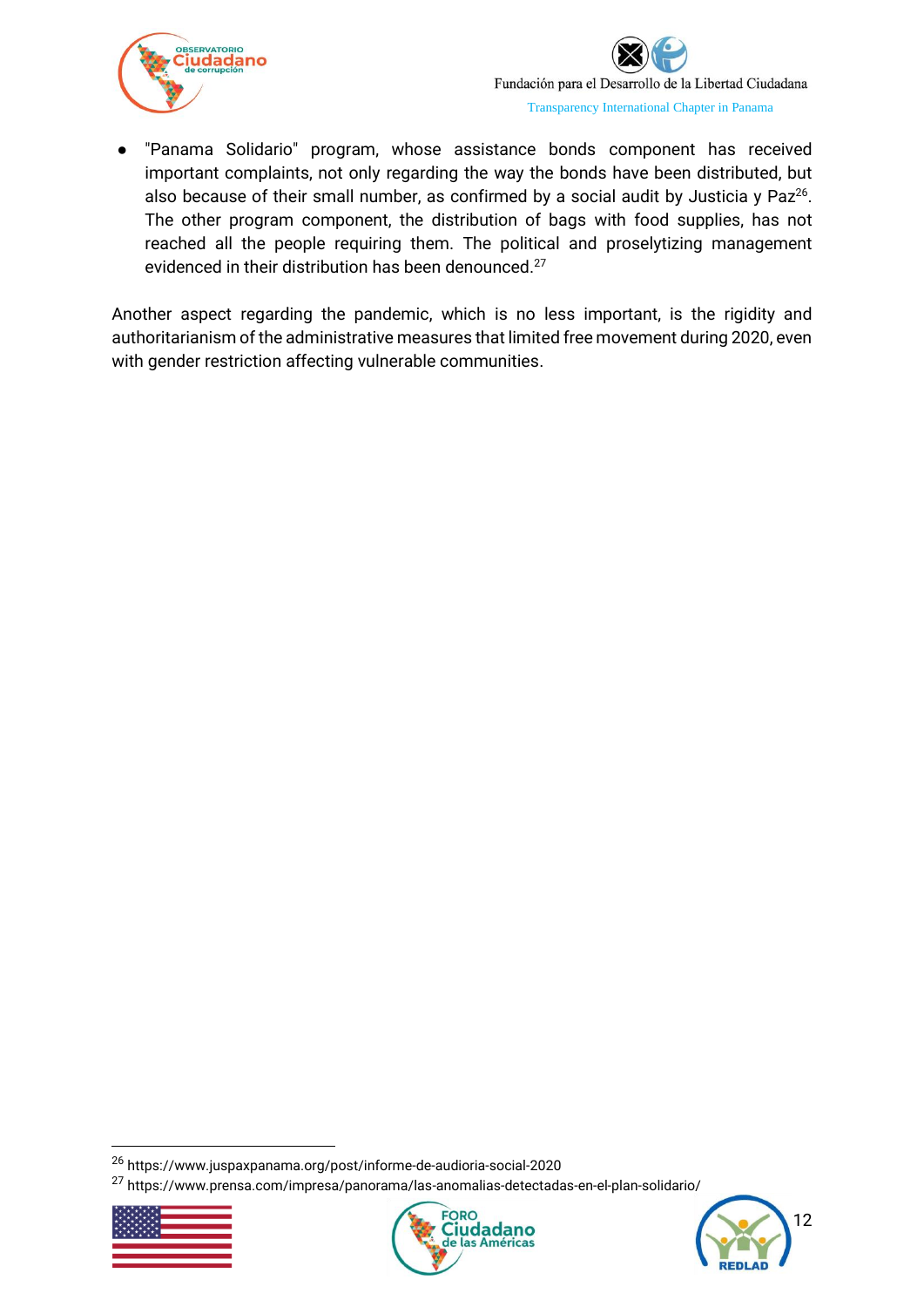- "Panama Solidario" program, whose assistance bonds component has received important complaints, not only regarding the way the bonds have been distributed, but also because of their small number, as confirmed by a social audit by Justicia y Paz[26]. The other program component, the distribution of bags with food supplies, has not reached all the people requiring them. The political and proselytizing management evidenced in their distribution has been denounced.[27]

Another aspect regarding the pandemic, which is no less important, is the rigidity and authoritarianism of the administrative measures that limited free movement during 2020, even with gender restriction affecting vulnerable communities.

---

[26] https://www.juspaxpanama.org/post/informe-de-audioria-social-2020

[27] https://www.prensa.com/impresa/panorama/las-anomalias-detectadas-en-el-plan-solidario/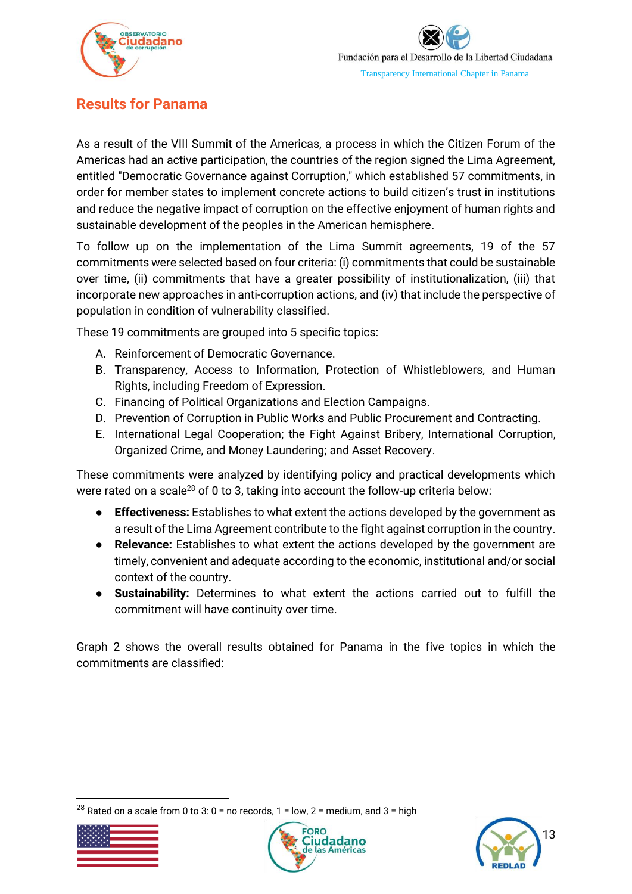## Results for Panama

As a result of the VIII Summit of the Americas, a process in which the Citizen Forum of the Americas had an active participation, the countries of the region signed the Lima Agreement, entitled "Democratic Governance against Corruption," which established 57 commitments, in order for member states to implement concrete actions to build citizen's trust in institutions and reduce the negative impact of corruption on the effective enjoyment of human rights and sustainable development of the peoples in the American hemisphere.

To follow up on the implementation of the Lima Summit agreements, 19 of the 57 commitments were selected based on four criteria: (i) commitments that could be sustainable over time, (ii) commitments that have a greater possibility of institutionalization, (iii) that incorporate new approaches in anti-corruption actions, and (iv) that include the perspective of population in condition of vulnerability classified.

These 19 commitments are grouped into 5 specific topics:

A. Reinforcement of Democratic Governance.
B. Transparency, Access to Information, Protection of Whistleblowers, and Human Rights, including Freedom of Expression.
C. Financing of Political Organizations and Election Campaigns.
D. Prevention of Corruption in Public Works and Public Procurement and Contracting.
E. International Legal Cooperation; the Fight Against Bribery, International Corruption, Organized Crime, and Money Laundering; and Asset Recovery.

These commitments were analyzed by identifying policy and practical developments which were rated on a scale[28] of 0 to 3, taking into account the follow-up criteria below:

- **Effectiveness:** Establishes to what extent the actions developed by the government as a result of the Lima Agreement contribute to the fight against corruption in the country.
- **Relevance:** Establishes to what extent the actions developed by the government are timely, convenient and adequate according to the economic, institutional and/or social context of the country.
- **Sustainability:** Determines to what extent the actions carried out to fulfill the commitment will have continuity over time.

Graph 2 shows the overall results obtained for Panama in the five topics in which the commitments are classified:

[28] Rated on a scale from 0 to 3: 0 = no records, 1 = low, 2 = medium, and 3 = high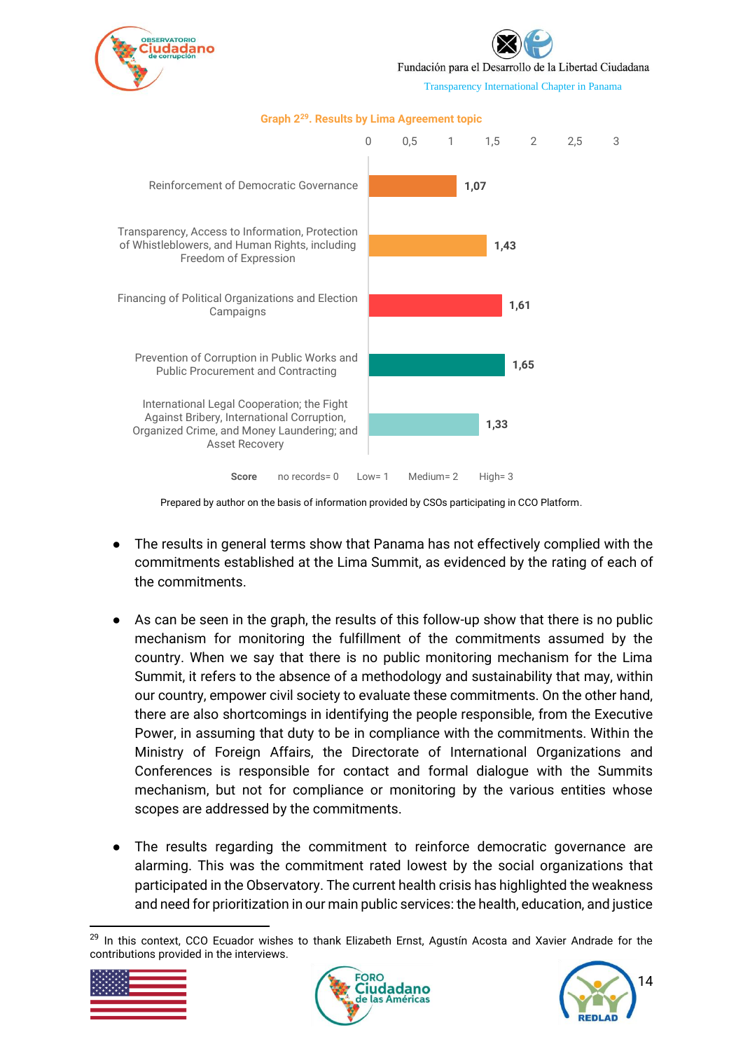**Graph 2[29]. Results by Lima Agreement topic**

| Topic | Score |
|---|---|
| Reinforcement of Democratic Governance | 1,07 |
| Transparency, Access to Information, Protection of Whistleblowers, and Human Rights, including Freedom of Expression | 1,43 |
| Financing of Political Organizations and Election Campaigns | 1,61 |
| Prevention of Corruption in Public Works and Public Procurement and Contracting | 1,65 |
| International Legal Cooperation; the Fight Against Bribery, International Corruption, Organized Crime, and Money Laundering; and Asset Recovery | 1,33 |

**Score** no records= 0 Low= 1 Medium= 2 High= 3

Prepared by author on the basis of information provided by CSOs participating in CCO Platform.

- The results in general terms show that Panama has not effectively complied with the commitments established at the Lima Summit, as evidenced by the rating of each of the commitments.

- As can be seen in the graph, the results of this follow-up show that there is no public mechanism for monitoring the fulfillment of the commitments assumed by the country. When we say that there is no public monitoring mechanism for the Lima Summit, it refers to the absence of a methodology and sustainability that may, within our country, empower civil society to evaluate these commitments. On the other hand, there are also shortcomings in identifying the people responsible, from the Executive Power, in assuming that duty to be in compliance with the commitments. Within the Ministry of Foreign Affairs, the Directorate of International Organizations and Conferences is responsible for contact and formal dialogue with the Summits mechanism, but not for compliance or monitoring by the various entities whose scopes are addressed by the commitments.

- The results regarding the commitment to reinforce democratic governance are alarming. This was the commitment rated lowest by the social organizations that participated in the Observatory. The current health crisis has highlighted the weakness and need for prioritization in our main public services: the health, education, and justice

[29] In this context, CCO Ecuador wishes to thank Elizabeth Ernst, Agustín Acosta and Xavier Andrade for the contributions provided in the interviews.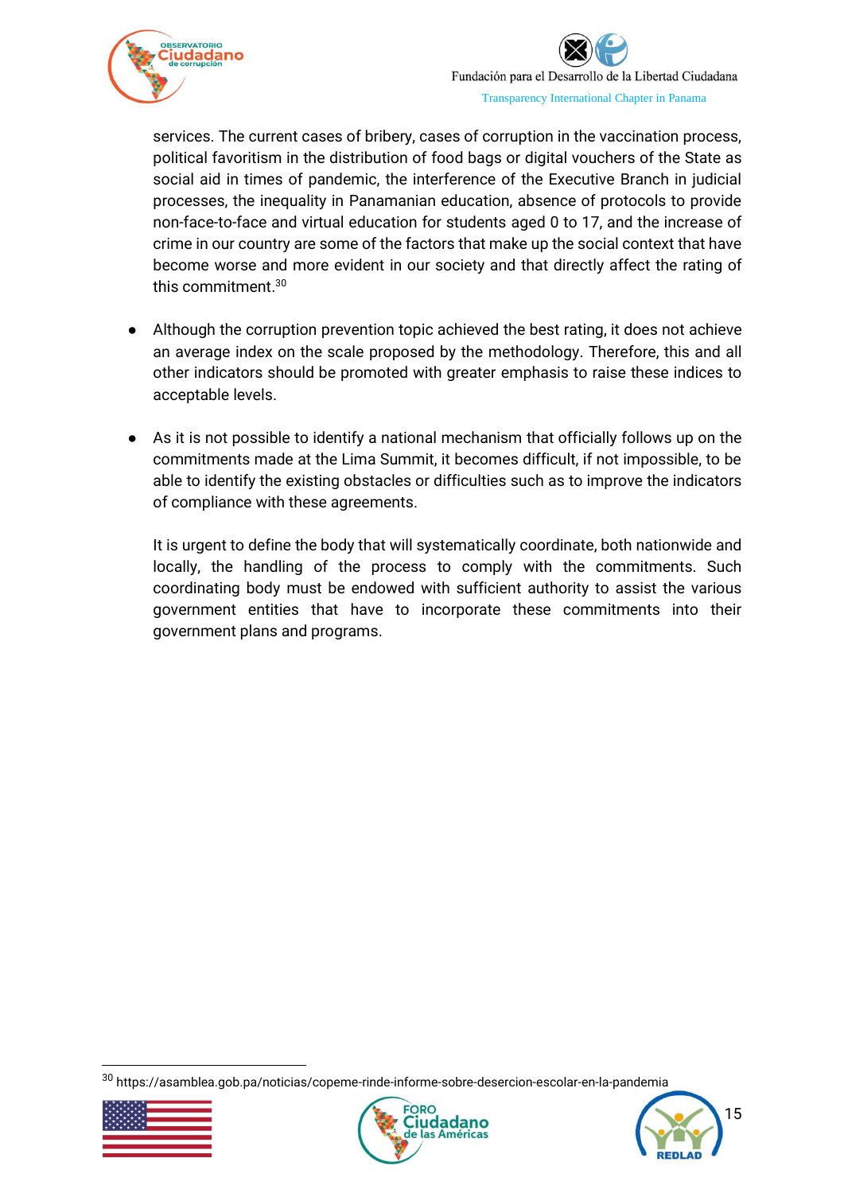services. The current cases of bribery, cases of corruption in the vaccination process, political favoritism in the distribution of food bags or digital vouchers of the State as social aid in times of pandemic, the interference of the Executive Branch in judicial processes, the inequality in Panamanian education, absence of protocols to provide non-face-to-face and virtual education for students aged 0 to 17, and the increase of crime in our country are some of the factors that make up the social context that have become worse and more evident in our society and that directly affect the rating of this commitment.[30]

- Although the corruption prevention topic achieved the best rating, it does not achieve an average index on the scale proposed by the methodology. Therefore, this and all other indicators should be promoted with greater emphasis to raise these indices to acceptable levels.

- As it is not possible to identify a national mechanism that officially follows up on the commitments made at the Lima Summit, it becomes difficult, if not impossible, to be able to identify the existing obstacles or difficulties such as to improve the indicators of compliance with these agreements.

  It is urgent to define the body that will systematically coordinate, both nationwide and locally, the handling of the process to comply with the commitments. Such coordinating body must be endowed with sufficient authority to assist the various government entities that have to incorporate these commitments into their government plans and programs.

[30] https://asamblea.gob.pa/noticias/copeme-rinde-informe-sobre-desercion-escolar-en-la-pandemia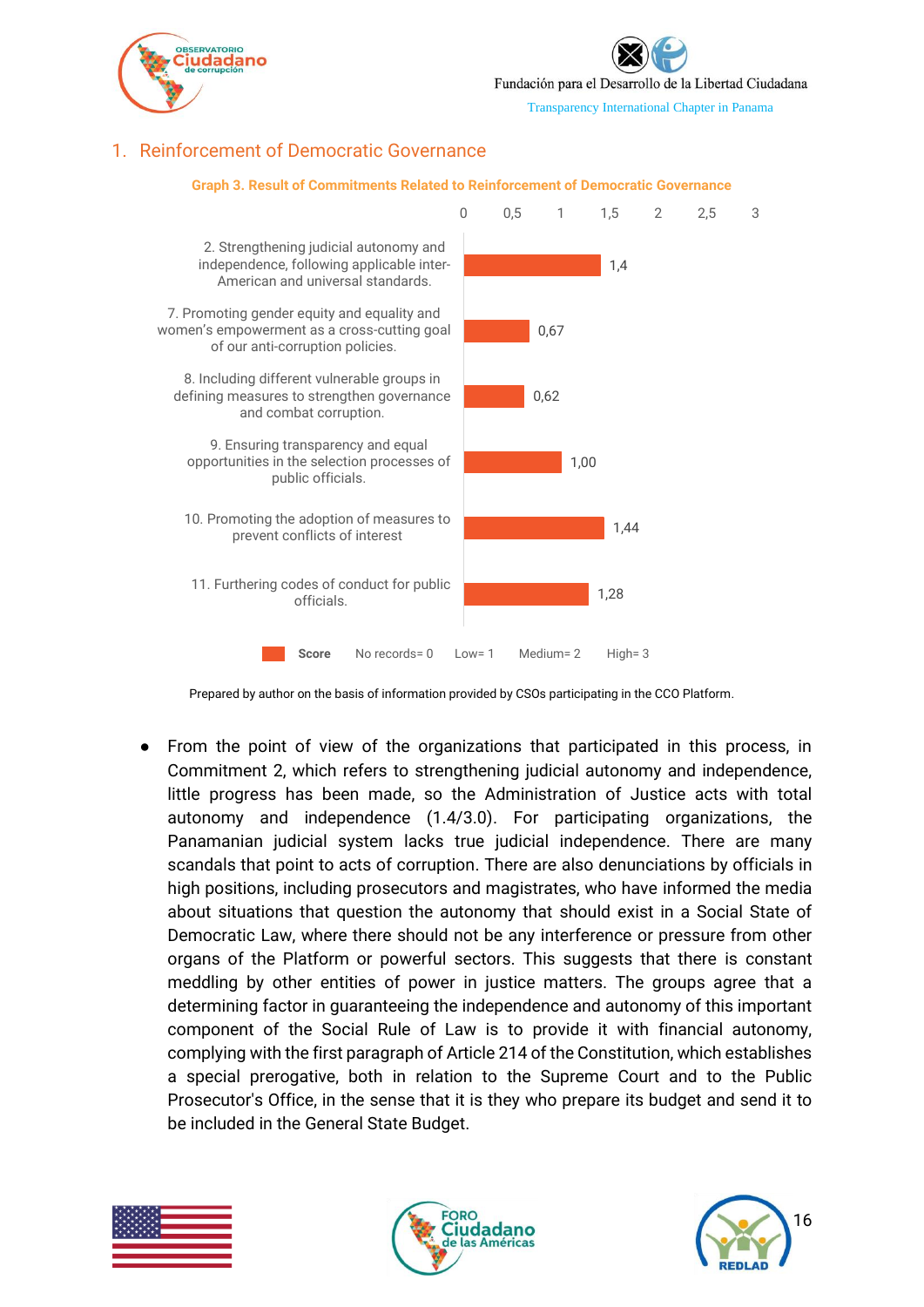## 1. Reinforcement of Democratic Governance

**Graph 3. Result of Commitments Related to Reinforcement of Democratic Governance**

| Commitment | Score |
|---|---|
| 2. Strengthening judicial autonomy and independence, following applicable inter-American and universal standards. | 1,4 |
| 7. Promoting gender equity and equality and women's empowerment as a cross-cutting goal of our anti-corruption policies. | 0,67 |
| 8. Including different vulnerable groups in defining measures to strengthen governance and combat corruption. | 0,62 |
| 9. Ensuring transparency and equal opportunities in the selection processes of public officials. | 1,00 |
| 10. Promoting the adoption of measures to prevent conflicts of interest | 1,44 |
| 11. Furthering codes of conduct for public officials. | 1,28 |

Score: No records= 0 Low= 1 Medium= 2 High= 3

Prepared by author on the basis of information provided by CSOs participating in the CCO Platform.

- From the point of view of the organizations that participated in this process, in Commitment 2, which refers to strengthening judicial autonomy and independence, little progress has been made, so the Administration of Justice acts with total autonomy and independence (1.4/3.0). For participating organizations, the Panamanian judicial system lacks true judicial independence. There are many scandals that point to acts of corruption. There are also denunciations by officials in high positions, including prosecutors and magistrates, who have informed the media about situations that question the autonomy that should exist in a Social State of Democratic Law, where there should not be any interference or pressure from other organs of the Platform or powerful sectors. This suggests that there is constant meddling by other entities of power in justice matters. The groups agree that a determining factor in guaranteeing the independence and autonomy of this important component of the Social Rule of Law is to provide it with financial autonomy, complying with the first paragraph of Article 214 of the Constitution, which establishes a special prerogative, both in relation to the Supreme Court and to the Public Prosecutor's Office, in the sense that it is they who prepare its budget and send it to be included in the General State Budget.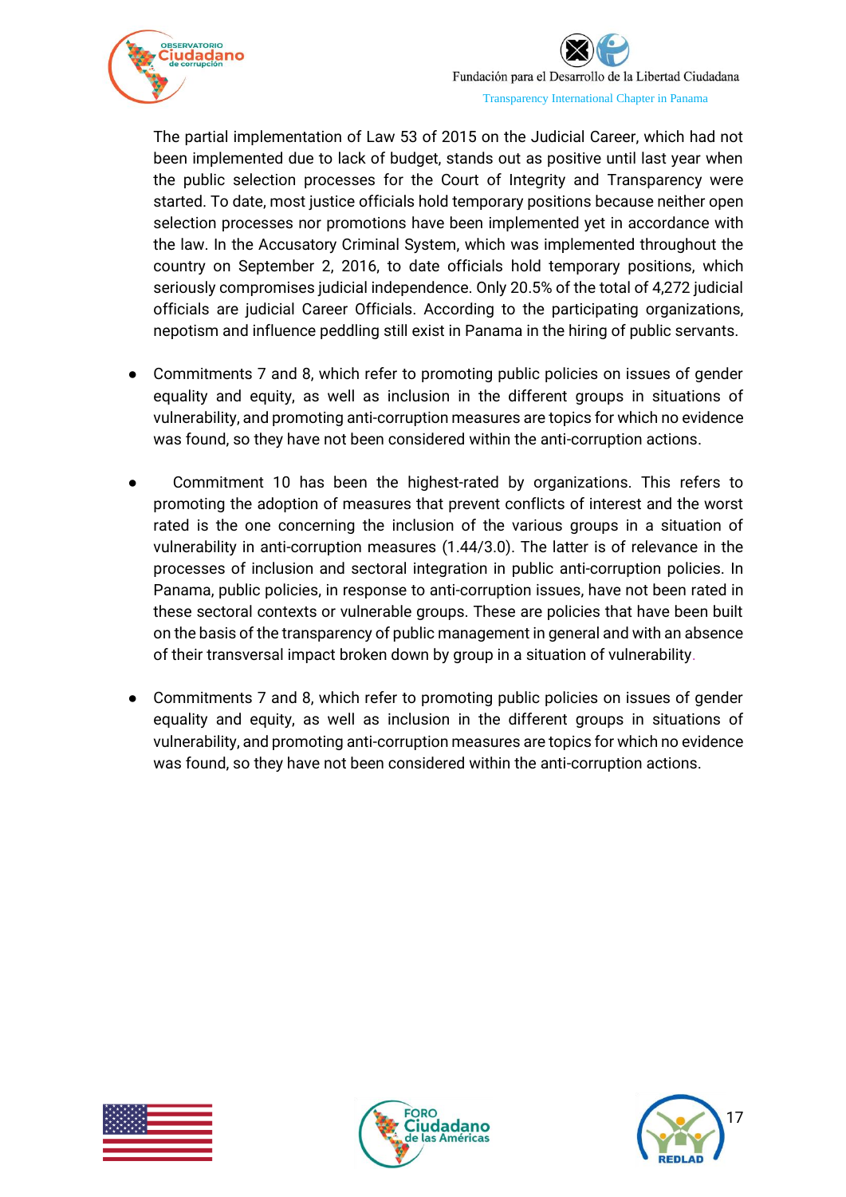The partial implementation of Law 53 of 2015 on the Judicial Career, which had not been implemented due to lack of budget, stands out as positive until last year when the public selection processes for the Court of Integrity and Transparency were started. To date, most justice officials hold temporary positions because neither open selection processes nor promotions have been implemented yet in accordance with the law. In the Accusatory Criminal System, which was implemented throughout the country on September 2, 2016, to date officials hold temporary positions, which seriously compromises judicial independence. Only 20.5% of the total of 4,272 judicial officials are judicial Career Officials. According to the participating organizations, nepotism and influence peddling still exist in Panama in the hiring of public servants.

- Commitments 7 and 8, which refer to promoting public policies on issues of gender equality and equity, as well as inclusion in the different groups in situations of vulnerability, and promoting anti-corruption measures are topics for which no evidence was found, so they have not been considered within the anti-corruption actions.

- Commitment 10 has been the highest-rated by organizations. This refers to promoting the adoption of measures that prevent conflicts of interest and the worst rated is the one concerning the inclusion of the various groups in a situation of vulnerability in anti-corruption measures (1.44/3.0). The latter is of relevance in the processes of inclusion and sectoral integration in public anti-corruption policies. In Panama, public policies, in response to anti-corruption issues, have not been rated in these sectoral contexts or vulnerable groups. These are policies that have been built on the basis of the transparency of public management in general and with an absence of their transversal impact broken down by group in a situation of vulnerability.

- Commitments 7 and 8, which refer to promoting public policies on issues of gender equality and equity, as well as inclusion in the different groups in situations of vulnerability, and promoting anti-corruption measures are topics for which no evidence was found, so they have not been considered within the anti-corruption actions.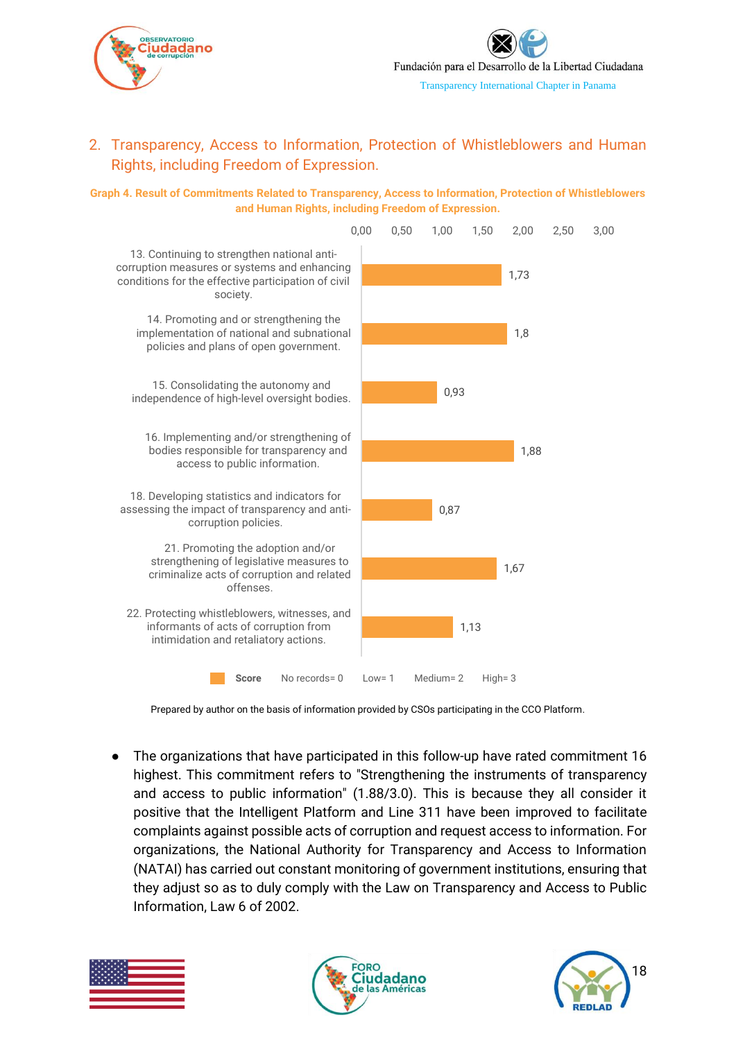## 2. Transparency, Access to Information, Protection of Whistleblowers and Human Rights, including Freedom of Expression.

**Graph 4. Result of Commitments Related to Transparency, Access to Information, Protection of Whistleblowers and Human Rights, including Freedom of Expression.**

| Commitment | Score |
|---|---|
| 13. Continuing to strengthen national anti-corruption measures or systems and enhancing conditions for the effective participation of civil society. | 1,73 |
| 14. Promoting and or strengthening the implementation of national and subnational policies and plans of open government. | 1,8 |
| 15. Consolidating the autonomy and independence of high-level oversight bodies. | 0,93 |
| 16. Implementing and/or strengthening of bodies responsible for transparency and access to public information. | 1,88 |
| 18. Developing statistics and indicators for assessing the impact of transparency and anti-corruption policies. | 0,87 |
| 21. Promoting the adoption and/or strengthening of legislative measures to criminalize acts of corruption and related offenses. | 1,67 |
| 22. Protecting whistleblowers, witnesses, and informants of acts of corruption from intimidation and retaliatory actions. | 1,13 |

Score — No records= 0 — Low= 1 — Medium= 2 — High= 3

Prepared by author on the basis of information provided by CSOs participating in the CCO Platform.

- The organizations that have participated in this follow-up have rated commitment 16 highest. This commitment refers to "Strengthening the instruments of transparency and access to public information" (1.88/3.0). This is because they all consider it positive that the Intelligent Platform and Line 311 have been improved to facilitate complaints against possible acts of corruption and request access to information. For organizations, the National Authority for Transparency and Access to Information (NATAI) has carried out constant monitoring of government institutions, ensuring that they adjust so as to duly comply with the Law on Transparency and Access to Public Information, Law 6 of 2002.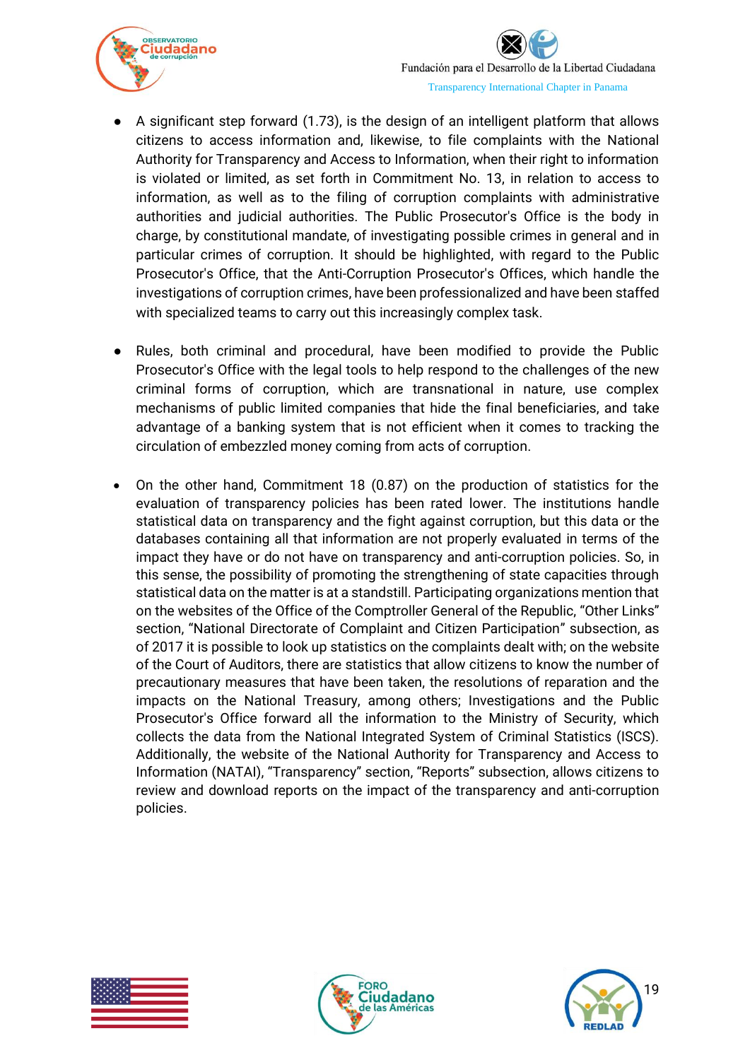- A significant step forward (1.73), is the design of an intelligent platform that allows citizens to access information and, likewise, to file complaints with the National Authority for Transparency and Access to Information, when their right to information is violated or limited, as set forth in Commitment No. 13, in relation to access to information, as well as to the filing of corruption complaints with administrative authorities and judicial authorities. The Public Prosecutor's Office is the body in charge, by constitutional mandate, of investigating possible crimes in general and in particular crimes of corruption. It should be highlighted, with regard to the Public Prosecutor's Office, that the Anti-Corruption Prosecutor's Offices, which handle the investigations of corruption crimes, have been professionalized and have been staffed with specialized teams to carry out this increasingly complex task.

- Rules, both criminal and procedural, have been modified to provide the Public Prosecutor's Office with the legal tools to help respond to the challenges of the new criminal forms of corruption, which are transnational in nature, use complex mechanisms of public limited companies that hide the final beneficiaries, and take advantage of a banking system that is not efficient when it comes to tracking the circulation of embezzled money coming from acts of corruption.

- On the other hand, Commitment 18 (0.87) on the production of statistics for the evaluation of transparency policies has been rated lower. The institutions handle statistical data on transparency and the fight against corruption, but this data or the databases containing all that information are not properly evaluated in terms of the impact they have or do not have on transparency and anti-corruption policies. So, in this sense, the possibility of promoting the strengthening of state capacities through statistical data on the matter is at a standstill. Participating organizations mention that on the websites of the Office of the Comptroller General of the Republic, "Other Links" section, "National Directorate of Complaint and Citizen Participation" subsection, as of 2017 it is possible to look up statistics on the complaints dealt with; on the website of the Court of Auditors, there are statistics that allow citizens to know the number of precautionary measures that have been taken, the resolutions of reparation and the impacts on the National Treasury, among others; Investigations and the Public Prosecutor's Office forward all the information to the Ministry of Security, which collects the data from the National Integrated System of Criminal Statistics (ISCS). Additionally, the website of the National Authority for Transparency and Access to Information (NATAI), "Transparency" section, "Reports" subsection, allows citizens to review and download reports on the impact of the transparency and anti-corruption policies.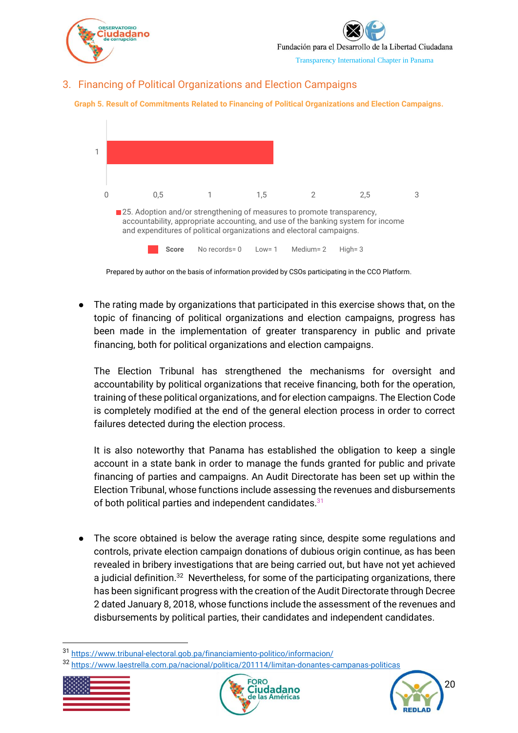## 3. Financing of Political Organizations and Election Campaigns

**Graph 5. Result of Commitments Related to Financing of Political Organizations and Election Campaigns.**

| | Score |
|---|---|
| 25. Adoption and/or strengthening of measures to promote transparency, accountability, appropriate accounting, and use of the banking system for income and expenditures of political organizations and electoral campaigns. | 1,6 |

Score: No records= 0 Low= 1 Medium= 2 High= 3

Prepared by author on the basis of information provided by CSOs participating in the CCO Platform.

- The rating made by organizations that participated in this exercise shows that, on the topic of financing of political organizations and election campaigns, progress has been made in the implementation of greater transparency in public and private financing, both for political organizations and election campaigns.

  The Election Tribunal has strengthened the mechanisms for oversight and accountability by political organizations that receive financing, both for the operation, training of these political organizations, and for election campaigns. The Election Code is completely modified at the end of the general election process in order to correct failures detected during the election process.

  It is also noteworthy that Panama has established the obligation to keep a single account in a state bank in order to manage the funds granted for public and private financing of parties and campaigns. An Audit Directorate has been set up within the Election Tribunal, whose functions include assessing the revenues and disbursements of both political parties and independent candidates.[31]

- The score obtained is below the average rating since, despite some regulations and controls, private election campaign donations of dubious origin continue, as has been revealed in bribery investigations that are being carried out, but have not yet achieved a judicial definition.[32] Nevertheless, for some of the participating organizations, there has been significant progress with the creation of the Audit Directorate through Decree 2 dated January 8, 2018, whose functions include the assessment of the revenues and disbursements by political parties, their candidates and independent candidates.

[31] https://www.tribunal-electoral.gob.pa/financiamiento-politico/informacion/

[32] https://www.laestrella.com.pa/nacional/politica/201114/limitan-donantes-campanas-politicas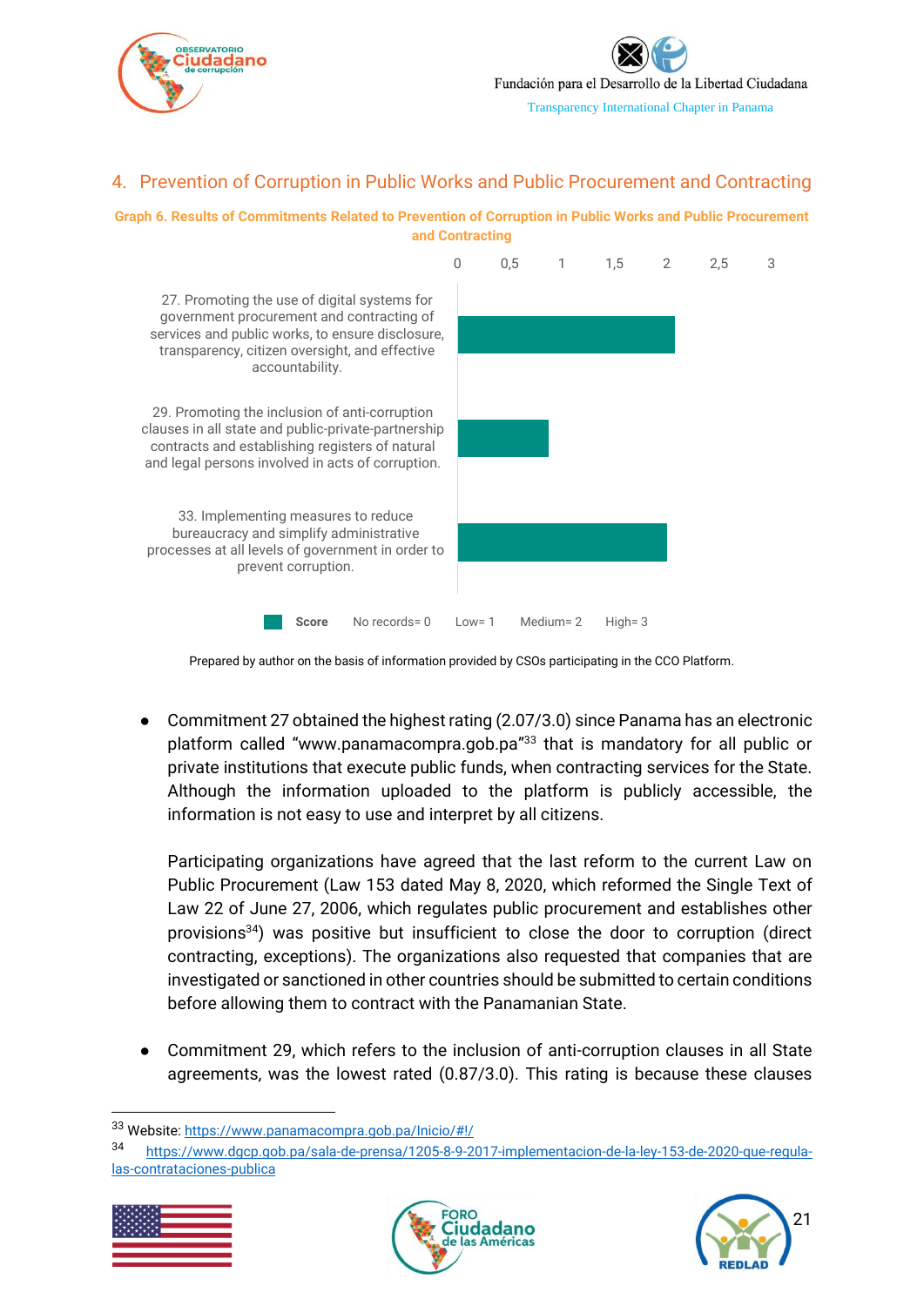## 4. Prevention of Corruption in Public Works and Public Procurement and Contracting

**Graph 6. Results of Commitments Related to Prevention of Corruption in Public Works and Public Procurement and Contracting**

| Commitment | Score |
| --- | --- |
| 27. Promoting the use of digital systems for government procurement and contracting of services and public works, to ensure disclosure, transparency, citizen oversight, and effective accountability. | 2.07 |
| 29. Promoting the inclusion of anti-corruption clauses in all state and public-private-partnership contracts and establishing registers of natural and legal persons involved in acts of corruption. | 0.87 |
| 33. Implementing measures to reduce bureaucracy and simplify administrative processes at all levels of government in order to prevent corruption. | |

Score: No records= 0, Low= 1, Medium= 2, High= 3

Prepared by author on the basis of information provided by CSOs participating in the CCO Platform.

- Commitment 27 obtained the highest rating (2.07/3.0) since Panama has an electronic platform called "www.panamacompra.gob.pa"[33] that is mandatory for all public or private institutions that execute public funds, when contracting services for the State. Although the information uploaded to the platform is publicly accessible, the information is not easy to use and interpret by all citizens.

  Participating organizations have agreed that the last reform to the current Law on Public Procurement (Law 153 dated May 8, 2020, which reformed the Single Text of Law 22 of June 27, 2006, which regulates public procurement and establishes other provisions[34]) was positive but insufficient to close the door to corruption (direct contracting, exceptions). The organizations also requested that companies that are investigated or sanctioned in other countries should be submitted to certain conditions before allowing them to contract with the Panamanian State.

- Commitment 29, which refers to the inclusion of anti-corruption clauses in all State agreements, was the lowest rated (0.87/3.0). This rating is because these clauses

---

[33] Website: https://www.panamacompra.gob.pa/Inicio/#!/

[34] https://www.dgcp.gob.pa/sala-de-prensa/1205-8-9-2017-implementacion-de-la-ley-153-de-2020-que-regula-las-contrataciones-publica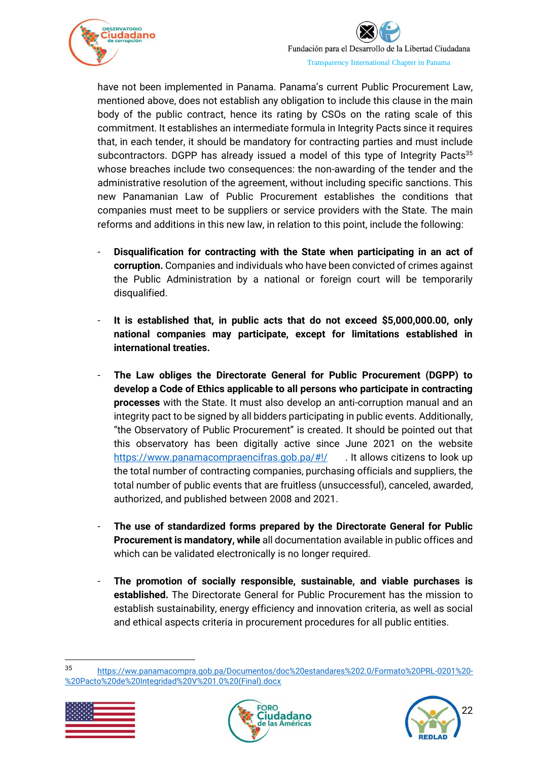have not been implemented in Panama. Panama's current Public Procurement Law, mentioned above, does not establish any obligation to include this clause in the main body of the public contract, hence its rating by CSOs on the rating scale of this commitment. It establishes an intermediate formula in Integrity Pacts since it requires that, in each tender, it should be mandatory for contracting parties and must include subcontractors. DGPP has already issued a model of this type of Integrity Pacts[35] whose breaches include two consequences: the non-awarding of the tender and the administrative resolution of the agreement, without including specific sanctions. This new Panamanian Law of Public Procurement establishes the conditions that companies must meet to be suppliers or service providers with the State. The main reforms and additions in this new law, in relation to this point, include the following:

- **Disqualification for contracting with the State when participating in an act of corruption.** Companies and individuals who have been convicted of crimes against the Public Administration by a national or foreign court will be temporarily disqualified.

- **It is established that, in public acts that do not exceed $5,000,000.00, only national companies may participate, except for limitations established in international treaties.**

- **The Law obliges the Directorate General for Public Procurement (DGPP) to develop a Code of Ethics applicable to all persons who participate in contracting processes** with the State. It must also develop an anti-corruption manual and an integrity pact to be signed by all bidders participating in public events. Additionally, "the Observatory of Public Procurement" is created. It should be pointed out that this observatory has been digitally active since June 2021 on the website https://www.panamacompraencifras.gob.pa/#!/ . It allows citizens to look up the total number of contracting companies, purchasing officials and suppliers, the total number of public events that are fruitless (unsuccessful), canceled, awarded, authorized, and published between 2008 and 2021.

- **The use of standardized forms prepared by the Directorate General for Public Procurement is mandatory, while** all documentation available in public offices and which can be validated electronically is no longer required.

- **The promotion of socially responsible, sustainable, and viable purchases is established.** The Directorate General for Public Procurement has the mission to establish sustainability, energy efficiency and innovation criteria, as well as social and ethical aspects criteria in procurement procedures for all public entities.

---

[35] https://ww.panamacompra.gob.pa/Documentos/doc%20estandares%202.0/Formato%20PRL-0201%20-%20Pacto%20de%20Integridad%20V%201.0%20(Final).docx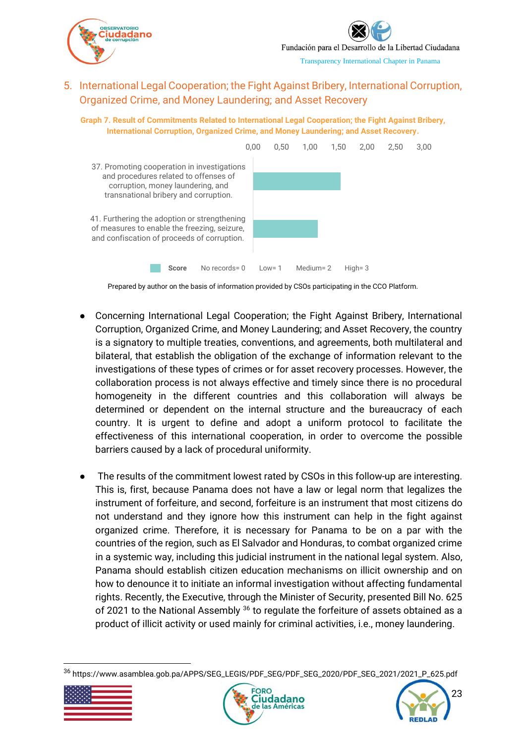## 5. International Legal Cooperation; the Fight Against Bribery, International Corruption, Organized Crime, and Money Laundering; and Asset Recovery

**Graph 7. Result of Commitments Related to International Legal Cooperation; the Fight Against Bribery, International Corruption, Organized Crime, and Money Laundering; and Asset Recovery.**

| Commitment | Score |
|---|---|
| 37. Promoting cooperation in investigations and procedures related to offenses of corruption, money laundering, and transnational bribery and corruption. | ~1,50 |
| 41. Furthering the adoption or strengthening of measures to enable the freezing, seizure, and confiscation of proceeds of corruption. | ~1,13 |

Score: No records= 0, Low= 1, Medium= 2, High= 3

Prepared by author on the basis of information provided by CSOs participating in the CCO Platform.

- Concerning International Legal Cooperation; the Fight Against Bribery, International Corruption, Organized Crime, and Money Laundering; and Asset Recovery, the country is a signatory to multiple treaties, conventions, and agreements, both multilateral and bilateral, that establish the obligation of the exchange of information relevant to the investigations of these types of crimes or for asset recovery processes. However, the collaboration process is not always effective and timely since there is no procedural homogeneity in the different countries and this collaboration will always be determined or dependent on the internal structure and the bureaucracy of each country. It is urgent to define and adopt a uniform protocol to facilitate the effectiveness of this international cooperation, in order to overcome the possible barriers caused by a lack of procedural uniformity.

- The results of the commitment lowest rated by CSOs in this follow-up are interesting. This is, first, because Panama does not have a law or legal norm that legalizes the instrument of forfeiture, and second, forfeiture is an instrument that most citizens do not understand and they ignore how this instrument can help in the fight against organized crime. Therefore, it is necessary for Panama to be on a par with the countries of the region, such as El Salvador and Honduras, to combat organized crime in a systemic way, including this judicial instrument in the national legal system. Also, Panama should establish citizen education mechanisms on illicit ownership and on how to denounce it to initiate an informal investigation without affecting fundamental rights. Recently, the Executive, through the Minister of Security, presented Bill No. 625 of 2021 to the National Assembly [36] to regulate the forfeiture of assets obtained as a product of illicit activity or used mainly for criminal activities, i.e., money laundering.

[36] https://www.asamblea.gob.pa/APPS/SEG_LEGIS/PDF_SEG/PDF_SEG_2020/PDF_SEG_2021/2021_P_625.pdf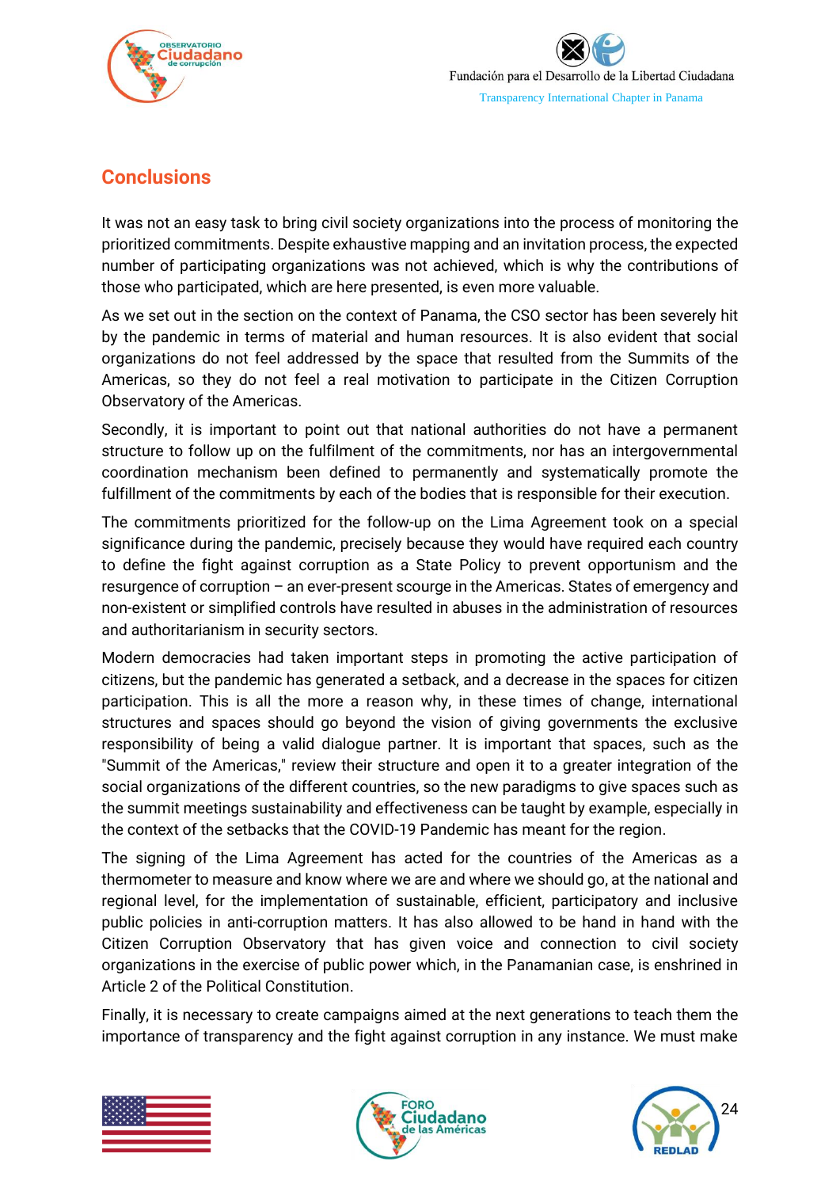## Conclusions

It was not an easy task to bring civil society organizations into the process of monitoring the prioritized commitments. Despite exhaustive mapping and an invitation process, the expected number of participating organizations was not achieved, which is why the contributions of those who participated, which are here presented, is even more valuable.

As we set out in the section on the context of Panama, the CSO sector has been severely hit by the pandemic in terms of material and human resources. It is also evident that social organizations do not feel addressed by the space that resulted from the Summits of the Americas, so they do not feel a real motivation to participate in the Citizen Corruption Observatory of the Americas.

Secondly, it is important to point out that national authorities do not have a permanent structure to follow up on the fulfilment of the commitments, nor has an intergovernmental coordination mechanism been defined to permanently and systematically promote the fulfillment of the commitments by each of the bodies that is responsible for their execution.

The commitments prioritized for the follow-up on the Lima Agreement took on a special significance during the pandemic, precisely because they would have required each country to define the fight against corruption as a State Policy to prevent opportunism and the resurgence of corruption – an ever-present scourge in the Americas. States of emergency and non-existent or simplified controls have resulted in abuses in the administration of resources and authoritarianism in security sectors.

Modern democracies had taken important steps in promoting the active participation of citizens, but the pandemic has generated a setback, and a decrease in the spaces for citizen participation. This is all the more a reason why, in these times of change, international structures and spaces should go beyond the vision of giving governments the exclusive responsibility of being a valid dialogue partner. It is important that spaces, such as the "Summit of the Americas," review their structure and open it to a greater integration of the social organizations of the different countries, so the new paradigms to give spaces such as the summit meetings sustainability and effectiveness can be taught by example, especially in the context of the setbacks that the COVID-19 Pandemic has meant for the region.

The signing of the Lima Agreement has acted for the countries of the Americas as a thermometer to measure and know where we are and where we should go, at the national and regional level, for the implementation of sustainable, efficient, participatory and inclusive public policies in anti-corruption matters. It has also allowed to be hand in hand with the Citizen Corruption Observatory that has given voice and connection to civil society organizations in the exercise of public power which, in the Panamanian case, is enshrined in Article 2 of the Political Constitution.

Finally, it is necessary to create campaigns aimed at the next generations to teach them the importance of transparency and the fight against corruption in any instance. We must make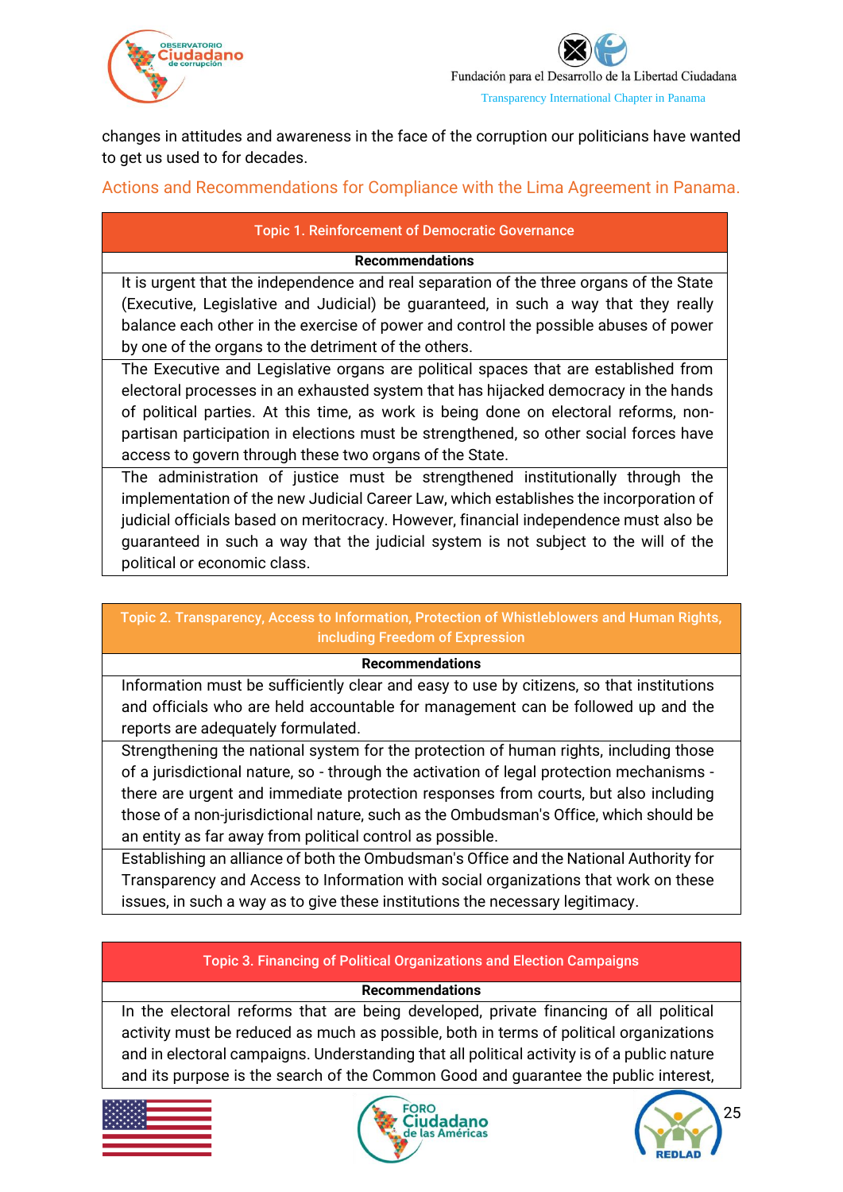changes in attitudes and awareness in the face of the corruption our politicians have wanted to get us used to for decades.

## Actions and Recommendations for Compliance with the Lima Agreement in Panama.

| Topic 1. Reinforcement of Democratic Governance |
|---|
| **Recommendations** |
| It is urgent that the independence and real separation of the three organs of the State (Executive, Legislative and Judicial) be guaranteed, in such a way that they really balance each other in the exercise of power and control the possible abuses of power by one of the organs to the detriment of the others. |
| The Executive and Legislative organs are political spaces that are established from electoral processes in an exhausted system that has hijacked democracy in the hands of political parties. At this time, as work is being done on electoral reforms, non-partisan participation in elections must be strengthened, so other social forces have access to govern through these two organs of the State. |
| The administration of justice must be strengthened institutionally through the implementation of the new Judicial Career Law, which establishes the incorporation of judicial officials based on meritocracy. However, financial independence must also be guaranteed in such a way that the judicial system is not subject to the will of the political or economic class. |

| Topic 2. Transparency, Access to Information, Protection of Whistleblowers and Human Rights, including Freedom of Expression |
|---|
| **Recommendations** |
| Information must be sufficiently clear and easy to use by citizens, so that institutions and officials who are held accountable for management can be followed up and the reports are adequately formulated. |
| Strengthening the national system for the protection of human rights, including those of a jurisdictional nature, so - through the activation of legal protection mechanisms - there are urgent and immediate protection responses from courts, but also including those of a non-jurisdictional nature, such as the Ombudsman's Office, which should be an entity as far away from political control as possible. |
| Establishing an alliance of both the Ombudsman's Office and the National Authority for Transparency and Access to Information with social organizations that work on these issues, in such a way as to give these institutions the necessary legitimacy. |

| Topic 3. Financing of Political Organizations and Election Campaigns |
|---|
| **Recommendations** |
| In the electoral reforms that are being developed, private financing of all political activity must be reduced as much as possible, both in terms of political organizations and in electoral campaigns. Understanding that all political activity is of a public nature and its purpose is the search of the Common Good and guarantee the public interest, |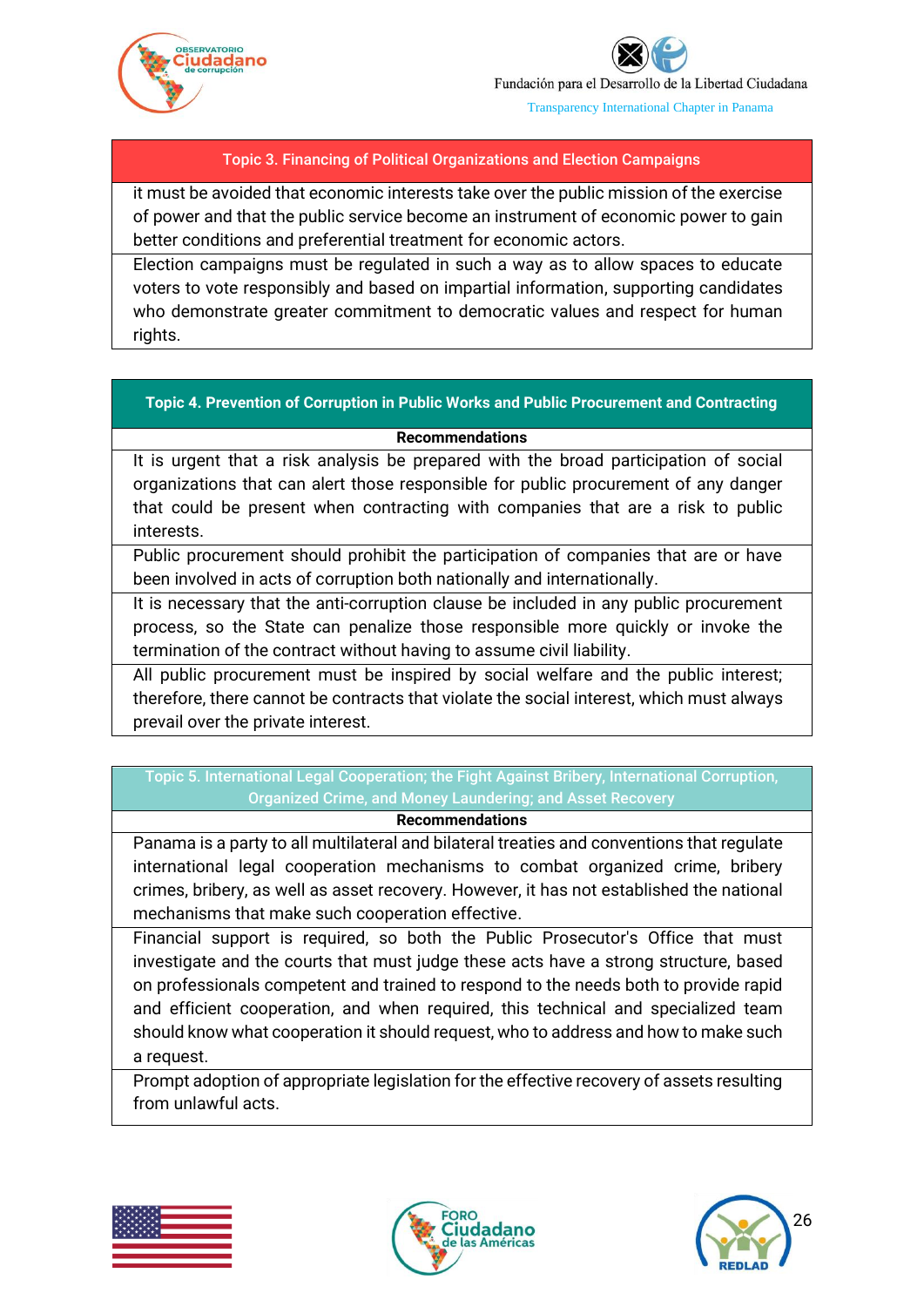| Topic 3. Financing of Political Organizations and Election Campaigns |
|---|
| it must be avoided that economic interests take over the public mission of the exercise of power and that the public service become an instrument of economic power to gain better conditions and preferential treatment for economic actors. |
| Election campaigns must be regulated in such a way as to allow spaces to educate voters to vote responsibly and based on impartial information, supporting candidates who demonstrate greater commitment to democratic values and respect for human rights. |

| Topic 4. Prevention of Corruption in Public Works and Public Procurement and Contracting |
|---|
| **Recommendations** |
| It is urgent that a risk analysis be prepared with the broad participation of social organizations that can alert those responsible for public procurement of any danger that could be present when contracting with companies that are a risk to public interests. |
| Public procurement should prohibit the participation of companies that are or have been involved in acts of corruption both nationally and internationally. |
| It is necessary that the anti-corruption clause be included in any public procurement process, so the State can penalize those responsible more quickly or invoke the termination of the contract without having to assume civil liability. |
| All public procurement must be inspired by social welfare and the public interest; therefore, there cannot be contracts that violate the social interest, which must always prevail over the private interest. |

| Topic 5. International Legal Cooperation; the Fight Against Bribery, International Corruption, Organized Crime, and Money Laundering; and Asset Recovery |
|---|
| **Recommendations** |
| Panama is a party to all multilateral and bilateral treaties and conventions that regulate international legal cooperation mechanisms to combat organized crime, bribery crimes, bribery, as well as asset recovery. However, it has not established the national mechanisms that make such cooperation effective. |
| Financial support is required, so both the Public Prosecutor's Office that must investigate and the courts that must judge these acts have a strong structure, based on professionals competent and trained to respond to the needs both to provide rapid and efficient cooperation, and when required, this technical and specialized team should know what cooperation it should request, who to address and how to make such a request. |
| Prompt adoption of appropriate legislation for the effective recovery of assets resulting from unlawful acts. |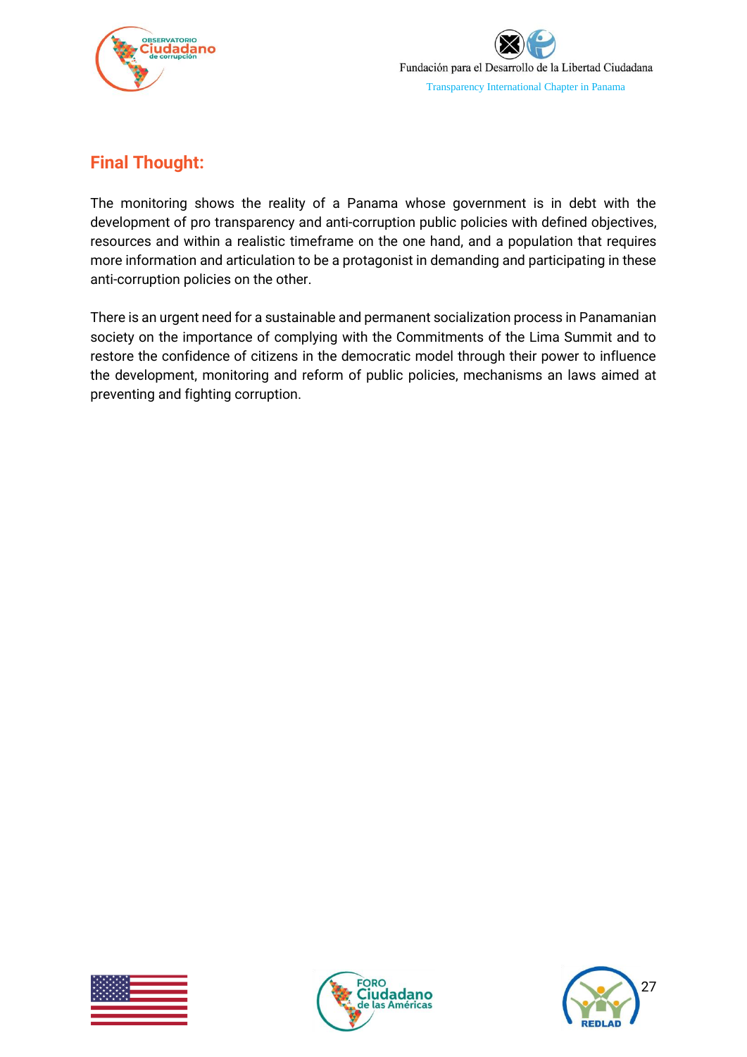## Final Thought:

The monitoring shows the reality of a Panama whose government is in debt with the development of pro transparency and anti-corruption public policies with defined objectives, resources and within a realistic timeframe on the one hand, and a population that requires more information and articulation to be a protagonist in demanding and participating in these anti-corruption policies on the other.

There is an urgent need for a sustainable and permanent socialization process in Panamanian society on the importance of complying with the Commitments of the Lima Summit and to restore the confidence of citizens in the democratic model through their power to influence the development, monitoring and reform of public policies, mechanisms an laws aimed at preventing and fighting corruption.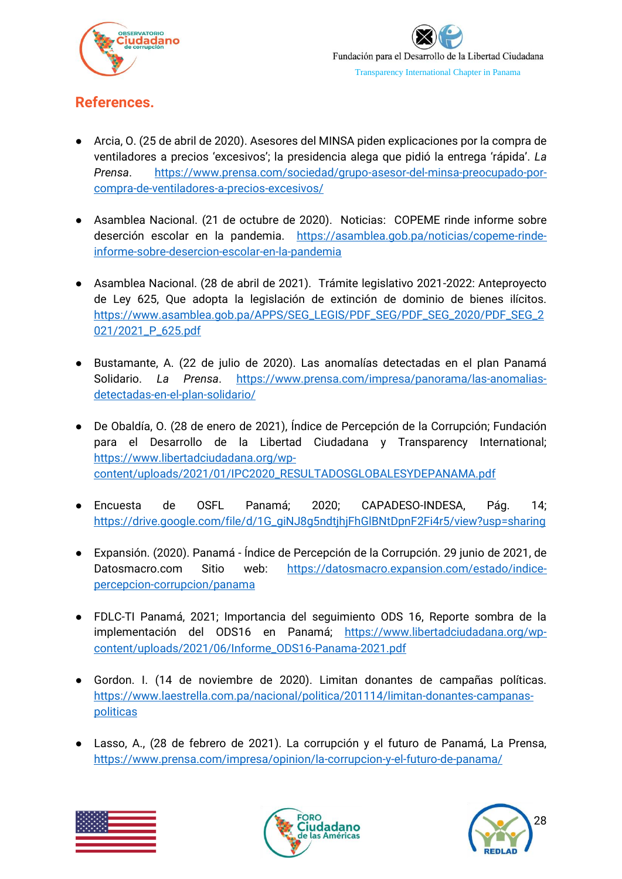## References.

- Arcia, O. (25 de abril de 2020). Asesores del MINSA piden explicaciones por la compra de ventiladores a precios 'excesivos'; la presidencia alega que pidió la entrega 'rápida'. *La Prensa*. https://www.prensa.com/sociedad/grupo-asesor-del-minsa-preocupado-por-compra-de-ventiladores-a-precios-excesivos/

- Asamblea Nacional. (21 de octubre de 2020). Noticias: COPEME rinde informe sobre deserción escolar en la pandemia. https://asamblea.gob.pa/noticias/copeme-rinde-informe-sobre-desercion-escolar-en-la-pandemia

- Asamblea Nacional. (28 de abril de 2021). Trámite legislativo 2021-2022: Anteproyecto de Ley 625, Que adopta la legislación de extinción de dominio de bienes ilícitos. https://www.asamblea.gob.pa/APPS/SEG_LEGIS/PDF_SEG/PDF_SEG_2020/PDF_SEG_2021/2021_P_625.pdf

- Bustamante, A. (22 de julio de 2020). Las anomalías detectadas en el plan Panamá Solidario. *La Prensa*. https://www.prensa.com/impresa/panorama/las-anomalias-detectadas-en-el-plan-solidario/

- De Obaldía, O. (28 de enero de 2021), Índice de Percepción de la Corrupción; Fundación para el Desarrollo de la Libertad Ciudadana y Transparency International; https://www.libertadciudadana.org/wp-content/uploads/2021/01/IPC2020_RESULTADOSGLOBALESYDEPANAMA.pdf

- Encuesta de OSFL Panamá; 2020; CAPADESO-INDESA, Pág. 14; https://drive.google.com/file/d/1G_giNJ8g5ndtjhjFhGlBNtDpnF2Fi4r5/view?usp=sharing

- Expansión. (2020). Panamá - Índice de Percepción de la Corrupción. 29 junio de 2021, de Datosmacro.com Sitio web: https://datosmacro.expansion.com/estado/indice-percepcion-corrupcion/panama

- FDLC-TI Panamá, 2021; Importancia del seguimiento ODS 16, Reporte sombra de la implementación del ODS16 en Panamá; https://www.libertadciudadana.org/wp-content/uploads/2021/06/Informe_ODS16-Panama-2021.pdf

- Gordon. I. (14 de noviembre de 2020). Limitan donantes de campañas políticas. https://www.laestrella.com.pa/nacional/politica/201114/limitan-donantes-campanas-politicas

- Lasso, A., (28 de febrero de 2021). La corrupción y el futuro de Panamá, La Prensa, https://www.prensa.com/impresa/opinion/la-corrupcion-y-el-futuro-de-panama/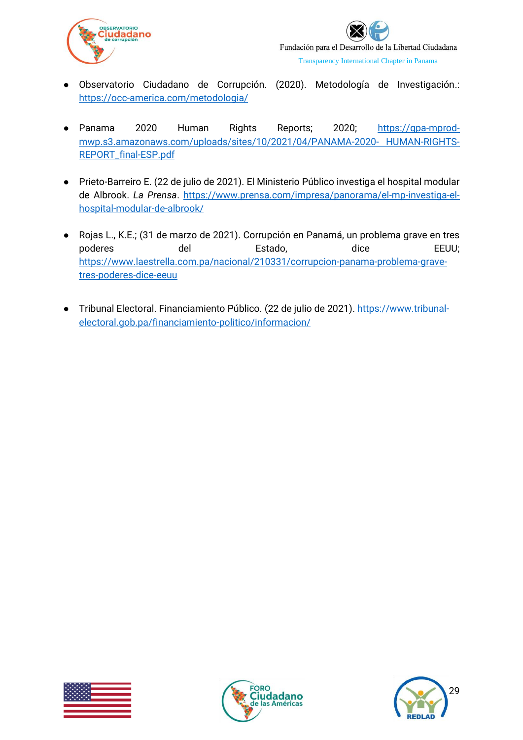- Observatorio Ciudadano de Corrupción. (2020). Metodología de Investigación.: https://occ-america.com/metodologia/

- Panama 2020 Human Rights Reports; 2020; https://gpa-mprod-mwp.s3.amazonaws.com/uploads/sites/10/2021/04/PANAMA-2020-_HUMAN-RIGHTS-REPORT_final-ESP.pdf

- Prieto-Barreiro E. (22 de julio de 2021). El Ministerio Público investiga el hospital modular de Albrook. *La Prensa*. https://www.prensa.com/impresa/panorama/el-mp-investiga-el-hospital-modular-de-albrook/

- Rojas L., K.E.; (31 de marzo de 2021). Corrupción en Panamá, un problema grave en tres poderes del Estado, dice EEUU; https://www.laestrella.com.pa/nacional/210331/corrupcion-panama-problema-grave-tres-poderes-dice-eeuu

- Tribunal Electoral. Financiamiento Público. (22 de julio de 2021). https://www.tribunal-electoral.gob.pa/financiamiento-politico/informacion/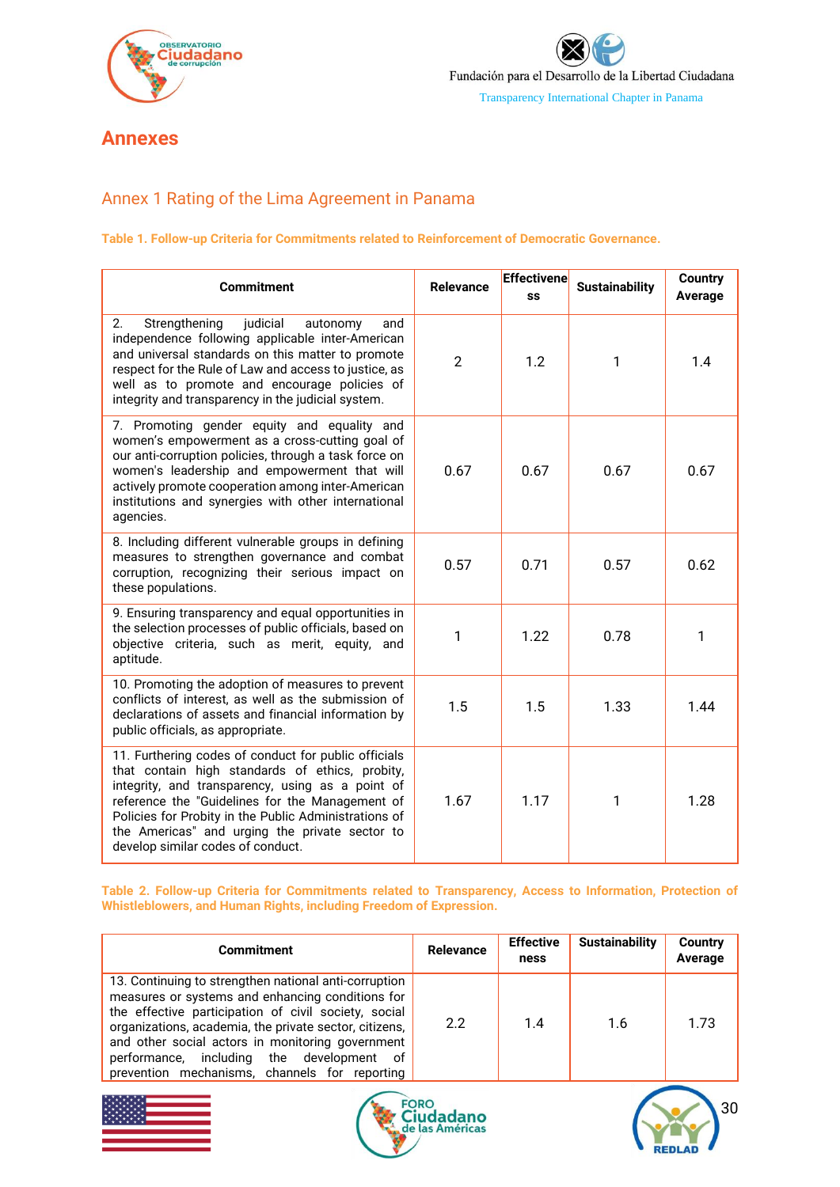# Annexes

## Annex 1 Rating of the Lima Agreement in Panama

**Table 1. Follow-up Criteria for Commitments related to Reinforcement of Democratic Governance.**

| Commitment | Relevance | Effectiveness | Sustainability | Country Average |
|---|---|---|---|---|
| 2. Strengthening judicial autonomy and independence following applicable inter-American and universal standards on this matter to promote respect for the Rule of Law and access to justice, as well as to promote and encourage policies of integrity and transparency in the judicial system. | 2 | 1.2 | 1 | 1.4 |
| 7. Promoting gender equity and equality and women's empowerment as a cross-cutting goal of our anti-corruption policies, through a task force on women's leadership and empowerment that will actively promote cooperation among inter-American institutions and synergies with other international agencies. | 0.67 | 0.67 | 0.67 | 0.67 |
| 8. Including different vulnerable groups in defining measures to strengthen governance and combat corruption, recognizing their serious impact on these populations. | 0.57 | 0.71 | 0.57 | 0.62 |
| 9. Ensuring transparency and equal opportunities in the selection processes of public officials, based on objective criteria, such as merit, equity, and aptitude. | 1 | 1.22 | 0.78 | 1 |
| 10. Promoting the adoption of measures to prevent conflicts of interest, as well as the submission of declarations of assets and financial information by public officials, as appropriate. | 1.5 | 1.5 | 1.33 | 1.44 |
| 11. Furthering codes of conduct for public officials that contain high standards of ethics, probity, integrity, and transparency, using as a point of reference the "Guidelines for the Management of Policies for Probity in the Public Administrations of the Americas" and urging the private sector to develop similar codes of conduct. | 1.67 | 1.17 | 1 | 1.28 |

**Table 2. Follow-up Criteria for Commitments related to Transparency, Access to Information, Protection of Whistleblowers, and Human Rights, including Freedom of Expression.**

| Commitment | Relevance | Effectiveness | Sustainability | Country Average |
|---|---|---|---|---|
| 13. Continuing to strengthen national anti-corruption measures or systems and enhancing conditions for the effective participation of civil society, social organizations, academia, the private sector, citizens, and other social actors in monitoring government performance, including the development of prevention mechanisms, channels for reporting | 2.2 | 1.4 | 1.6 | 1.73 |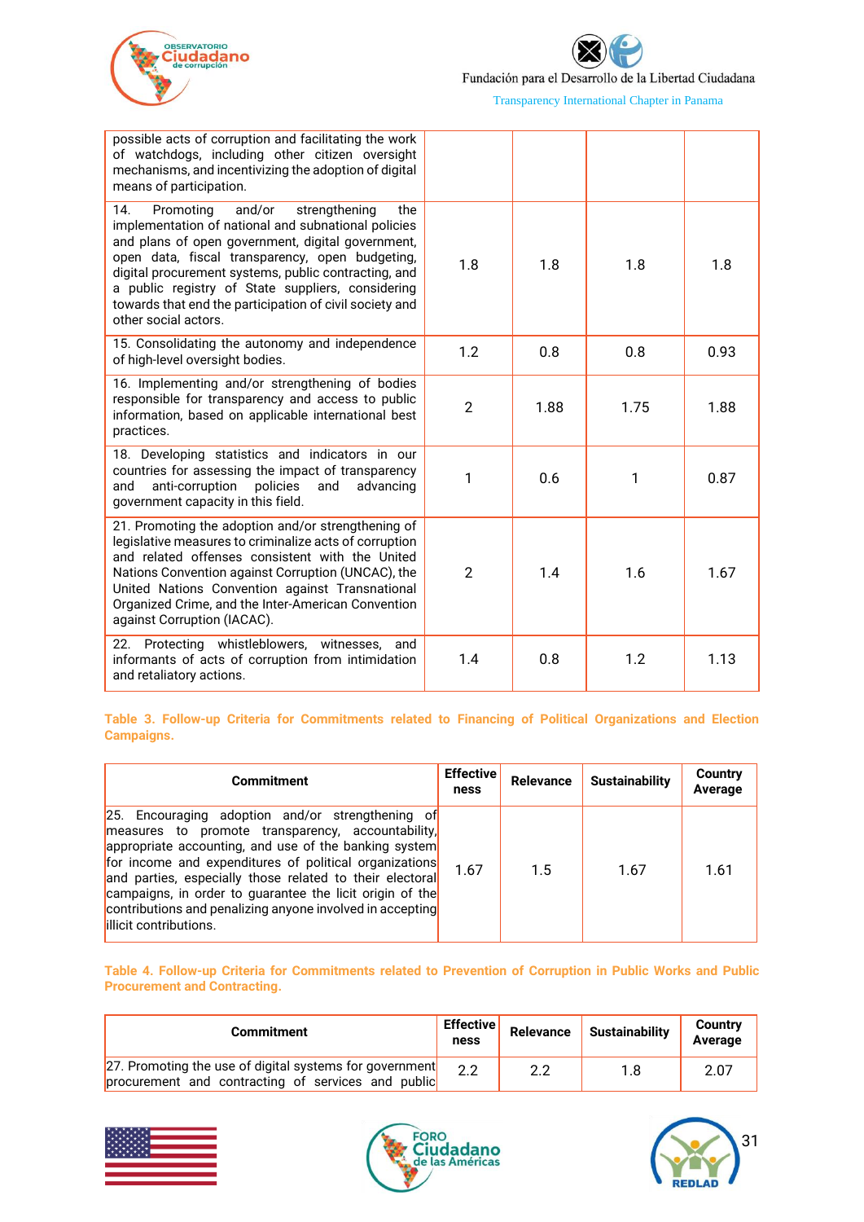| | | | | |
|---|---|---|---|---|
| possible acts of corruption and facilitating the work of watchdogs, including other citizen oversight mechanisms, and incentivizing the adoption of digital means of participation. | | | | |
| 14. Promoting and/or strengthening the implementation of national and subnational policies and plans of open government, digital government, open data, fiscal transparency, open budgeting, digital procurement systems, public contracting, and a public registry of State suppliers, considering towards that end the participation of civil society and other social actors. | 1.8 | 1.8 | 1.8 | 1.8 |
| 15. Consolidating the autonomy and independence of high-level oversight bodies. | 1.2 | 0.8 | 0.8 | 0.93 |
| 16. Implementing and/or strengthening of bodies responsible for transparency and access to public information, based on applicable international best practices. | 2 | 1.88 | 1.75 | 1.88 |
| 18. Developing statistics and indicators in our countries for assessing the impact of transparency and anti-corruption policies and advancing government capacity in this field. | 1 | 0.6 | 1 | 0.87 |
| 21. Promoting the adoption and/or strengthening of legislative measures to criminalize acts of corruption and related offenses consistent with the United Nations Convention against Corruption (UNCAC), the United Nations Convention against Transnational Organized Crime, and the Inter-American Convention against Corruption (IACAC). | 2 | 1.4 | 1.6 | 1.67 |
| 22. Protecting whistleblowers, witnesses, and informants of acts of corruption from intimidation and retaliatory actions. | 1.4 | 0.8 | 1.2 | 1.13 |

**Table 3. Follow-up Criteria for Commitments related to Financing of Political Organizations and Election Campaigns.**

| Commitment | Effectiveness | Relevance | Sustainability | Country Average |
|---|---|---|---|---|
| 25. Encouraging adoption and/or strengthening of measures to promote transparency, accountability, appropriate accounting, and use of the banking system for income and expenditures of political organizations and parties, especially those related to their electoral campaigns, in order to guarantee the licit origin of the contributions and penalizing anyone involved in accepting illicit contributions. | 1.67 | 1.5 | 1.67 | 1.61 |

**Table 4. Follow-up Criteria for Commitments related to Prevention of Corruption in Public Works and Public Procurement and Contracting.**

| Commitment | Effectiveness | Relevance | Sustainability | Country Average |
|---|---|---|---|---|
| 27. Promoting the use of digital systems for government procurement and contracting of services and public | 2.2 | 2.2 | 1.8 | 2.07 |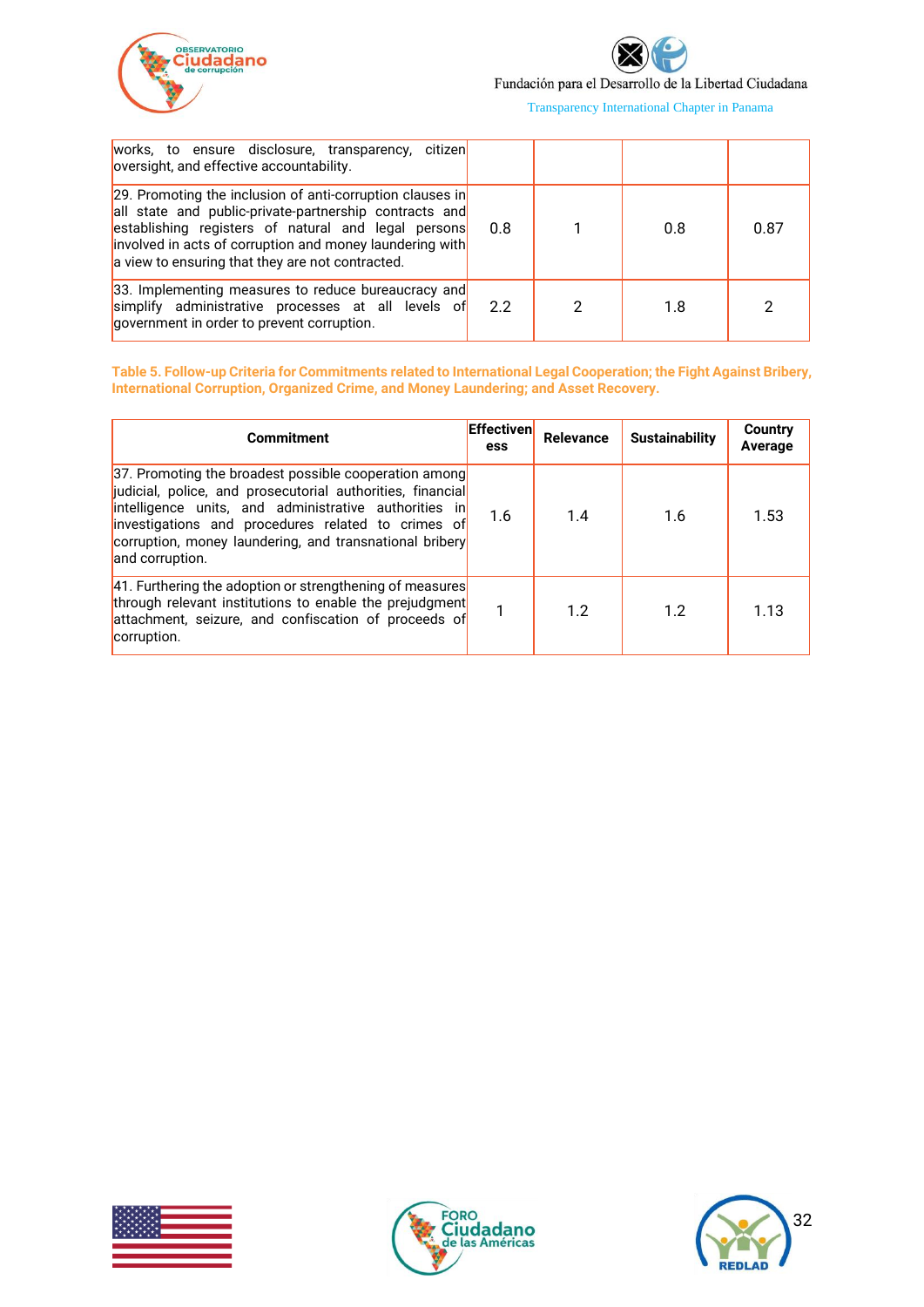| | | | | |
|---|---|---|---|---|
| works, to ensure disclosure, transparency, citizen oversight, and effective accountability. | | | | |
| 29. Promoting the inclusion of anti-corruption clauses in all state and public-private-partnership contracts and establishing registers of natural and legal persons involved in acts of corruption and money laundering with a view to ensuring that they are not contracted. | 0.8 | 1 | 0.8 | 0.87 |
| 33. Implementing measures to reduce bureaucracy and simplify administrative processes at all levels of government in order to prevent corruption. | 2.2 | 2 | 1.8 | 2 |

**Table 5. Follow-up Criteria for Commitments related to International Legal Cooperation; the Fight Against Bribery, International Corruption, Organized Crime, and Money Laundering; and Asset Recovery.**

| Commitment | Effectiveness | Relevance | Sustainability | Country Average |
|---|---|---|---|---|
| 37. Promoting the broadest possible cooperation among judicial, police, and prosecutorial authorities, financial intelligence units, and administrative authorities in investigations and procedures related to crimes of corruption, money laundering, and transnational bribery and corruption. | 1.6 | 1.4 | 1.6 | 1.53 |
| 41. Furthering the adoption or strengthening of measures through relevant institutions to enable the prejudgment attachment, seizure, and confiscation of proceeds of corruption. | 1 | 1.2 | 1.2 | 1.13 |